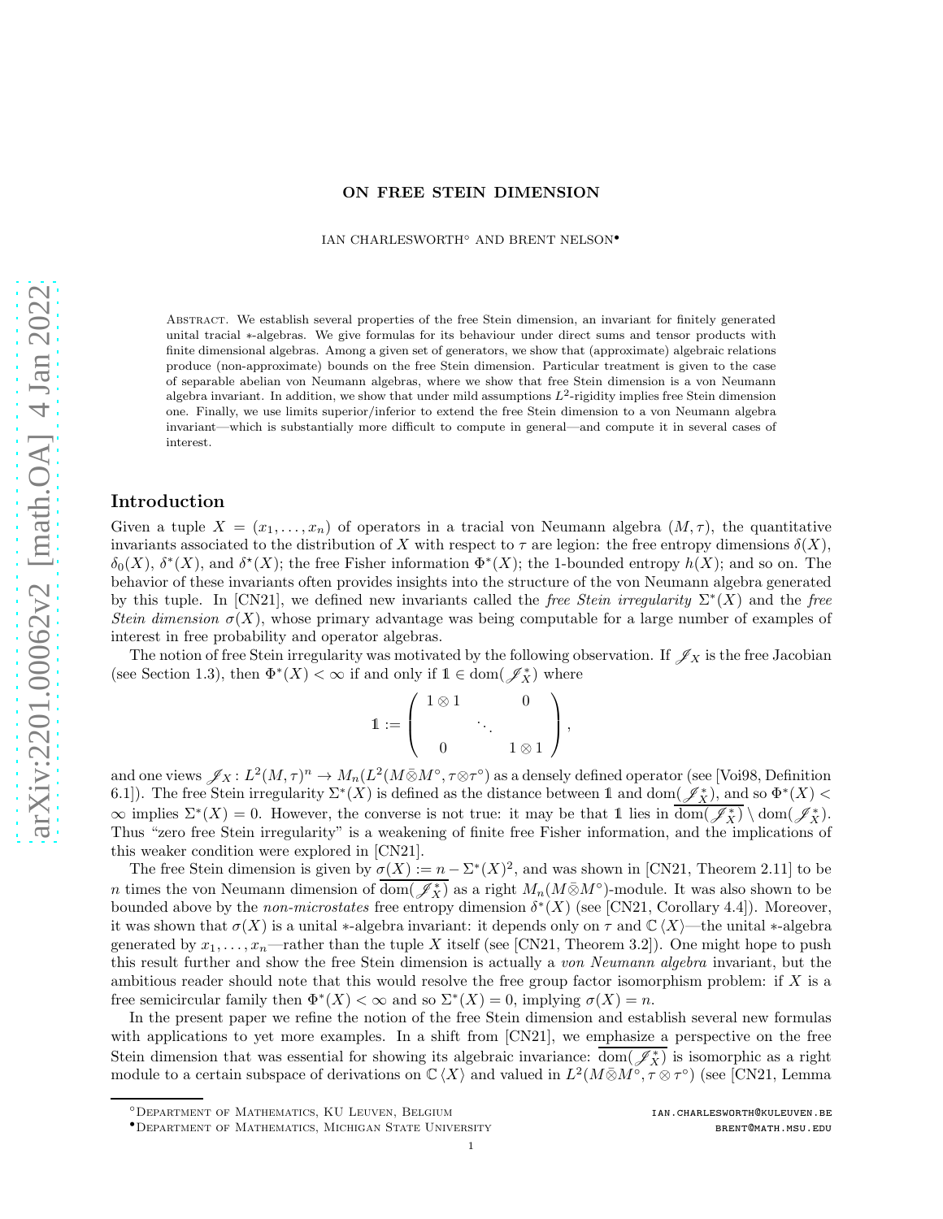# ON FREE STEIN DIMENSION

IAN CHARLESWORTH[◦] AND BRENT NELSON[•]

Abstract. We establish several properties of the free Stein dimension, an invariant for finitely generated unital tracial ∗-algebras. We give formulas for its behaviour under direct sums and tensor products with finite dimensional algebras. Among a given set of generators, we show that (approximate) algebraic relations produce (non-approximate) bounds on the free Stein dimension. Particular treatment is given to the case of separable abelian von Neumann algebras, where we show that free Stein dimension is a von Neumann algebra invariant. In addition, we show that under mild assumptions $L^2$-rigidity implies free Stein dimension one. Finally, we use limits superior/inferior to extend the free Stein dimension to a von Neumann algebra invariant—which is substantially more difficult to compute in general—and compute it in several cases of interest.

## Introduction

Given a tuple $X = (x_1, \ldots, x_n)$ of operators in a tracial von Neumann algebra $(M, \tau)$, the quantitative invariants associated to the distribution of $X$ with respect to $\tau$ are legion: the free entropy dimensions $\delta(X)$, $\delta_0(X)$, $\delta^*(X)$, and $\delta^\star(X)$; the free Fisher information $\Phi^*(X)$; the 1-bounded entropy $h(X)$; and so on. The behavior of these invariants often provides insights into the structure of the von Neumann algebra generated by this tuple. In [CN21], we defined new invariants called the *free Stein irregularity* $\Sigma^*(X)$ and the *free Stein dimension* $\sigma(X)$, whose primary advantage was being computable for a large number of examples of interest in free probability and operator algebras.

The notion of free Stein irregularity was motivated by the following observation. If $\mathscr{J}_X$ is the free Jacobian (see Section 1.3), then $\Phi^*(X) < \infty$ if and only if $\mathbb{1} \in \operatorname{dom}(\mathscr{J}_X^*)$ where

$$\mathbb{1} := \begin{pmatrix} 1 \otimes 1 & & 0 \\ & \ddots & \\ 0 & & 1 \otimes 1 \end{pmatrix},$$

and one views $\mathscr{J}_X : L^2(M, \tau)^n \to M_n(L^2(M \bar{\otimes} M^\circ, \tau \otimes \tau^\circ))$ as a densely defined operator (see [Voi98, Definition 6.1]). The free Stein irregularity $\Sigma^*(X)$ is defined as the distance between $\mathbb{1}$ and $\operatorname{dom}(\mathscr{J}_X^*)$, and so $\Phi^*(X) < \infty$ implies $\Sigma^*(X) = 0$. However, the converse is not true: it may be that $\mathbb{1}$ lies in $\overline{\operatorname{dom}(\mathscr{J}_X^*)} \setminus \operatorname{dom}(\mathscr{J}_X^*)$. Thus "zero free Stein irregularity" is a weakening of finite free Fisher information, and the implications of this weaker condition were explored in [CN21].

The free Stein dimension is given by $\sigma(X) := n - \Sigma^*(X)^2$, and was shown in [CN21, Theorem 2.11] to be $n$ times the von Neumann dimension of $\overline{\operatorname{dom}(\mathscr{J}_X^*)}$ as a right $M_n(M \bar{\otimes} M^\circ)$-module. It was also shown to be bounded above by the *non-microstates* free entropy dimension $\delta^*(X)$ (see [CN21, Corollary 4.4]). Moreover, it was shown that $\sigma(X)$ is a unital ∗-algebra invariant: it depends only on $\tau$ and $\mathbb{C}\langle X \rangle$—the unital ∗-algebra generated by $x_1, \ldots, x_n$—rather than the tuple $X$ itself (see [CN21, Theorem 3.2]). One might hope to push this result further and show the free Stein dimension is actually a *von Neumann algebra* invariant, but the ambitious reader should note that this would resolve the free group factor isomorphism problem: if $X$ is a free semicircular family then $\Phi^*(X) < \infty$ and so $\Sigma^*(X) = 0$, implying $\sigma(X) = n$.

In the present paper we refine the notion of the free Stein dimension and establish several new formulas with applications to yet more examples. In a shift from [CN21], we emphasize a perspective on the free Stein dimension that was essential for showing its algebraic invariance: $\overline{\operatorname{dom}(\mathscr{J}_X^*)}$ is isomorphic as a right module to a certain subspace of derivations on $\mathbb{C}\langle X \rangle$ and valued in $L^2(M \bar{\otimes} M^\circ, \tau \otimes \tau^\circ)$ (see [CN21, Lemma

[◦]Department of Mathematics, KU Leuven, Belgium ian.charlesworth@kuleuven.be

[•]Department of Mathematics, Michigan State University brent@math.msu.edu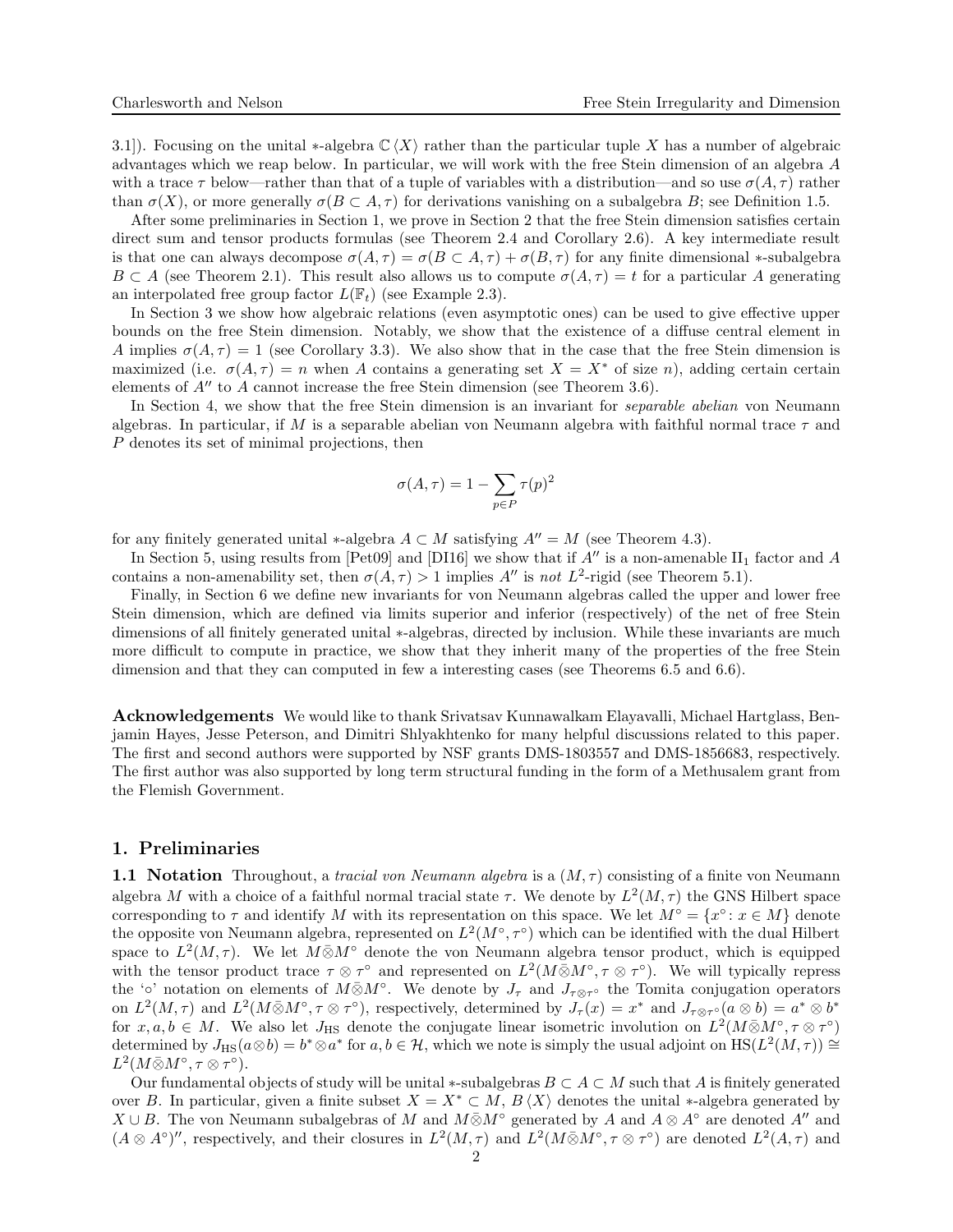3.1]). Focusing on the unital $*$-algebra $\mathbb{C}\langle X\rangle$ rather than the particular tuple $X$ has a number of algebraic advantages which we reap below. In particular, we will work with the free Stein dimension of an algebra $A$ with a trace $\tau$ below—rather than that of a tuple of variables with a distribution—and so use $\sigma(A,\tau)$ rather than $\sigma(X)$, or more generally $\sigma(B\subset A,\tau)$ for derivations vanishing on a subalgebra $B$; see Definition 1.5.

After some preliminaries in Section 1, we prove in Section 2 that the free Stein dimension satisfies certain direct sum and tensor products formulas (see Theorem 2.4 and Corollary 2.6). A key intermediate result is that one can always decompose $\sigma(A,\tau)=\sigma(B\subset A,\tau)+\sigma(B,\tau)$ for any finite dimensional $*$-subalgebra $B\subset A$ (see Theorem 2.1). This result also allows us to compute $\sigma(A,\tau)=t$ for a particular $A$ generating an interpolated free group factor $L(\mathbb{F}_t)$ (see Example 2.3).

In Section 3 we show how algebraic relations (even asymptotic ones) can be used to give effective upper bounds on the free Stein dimension. Notably, we show that the existence of a diffuse central element in $A$ implies $\sigma(A,\tau)=1$ (see Corollary 3.3). We also show that in the case that the free Stein dimension is maximized (i.e. $\sigma(A,\tau)=n$ when $A$ contains a generating set $X=X^*$ of size $n$), adding certain certain elements of $A''$ to $A$ cannot increase the free Stein dimension (see Theorem 3.6).

In Section 4, we show that the free Stein dimension is an invariant for *separable abelian* von Neumann algebras. In particular, if $M$ is a separable abelian von Neumann algebra with faithful normal trace $\tau$ and $P$ denotes its set of minimal projections, then

$$\sigma(A,\tau)=1-\sum_{p\in P}\tau(p)^2$$

for any finitely generated unital $*$-algebra $A\subset M$ satisfying $A''=M$ (see Theorem 4.3).

In Section 5, using results from [Pet09] and [DI16] we show that if $A''$ is a non-amenable $\mathrm{II}_1$ factor and $A$ contains a non-amenability set, then $\sigma(A,\tau)>1$ implies $A''$ is *not* $L^2$-rigid (see Theorem 5.1).

Finally, in Section 6 we define new invariants for von Neumann algebras called the upper and lower free Stein dimension, which are defined via limits superior and inferior (respectively) of the net of free Stein dimensions of all finitely generated unital $*$-algebras, directed by inclusion. While these invariants are much more difficult to compute in practice, we show that they inherit many of the properties of the free Stein dimension and that they can computed in few a interesting cases (see Theorems 6.5 and 6.6).

**Acknowledgements** We would like to thank Srivatsav Kunnawalkam Elayavalli, Michael Hartglass, Benjamin Hayes, Jesse Peterson, and Dimitri Shlyakhtenko for many helpful discussions related to this paper. The first and second authors were supported by NSF grants DMS-1803557 and DMS-1856683, respectively. The first author was also supported by long term structural funding in the form of a Methusalem grant from the Flemish Government.

## 1. Preliminaries

**1.1 Notation** Throughout, a *tracial von Neumann algebra* is a $(M,\tau)$ consisting of a finite von Neumann algebra $M$ with a choice of a faithful normal tracial state $\tau$. We denote by $L^2(M,\tau)$ the GNS Hilbert space corresponding to $\tau$ and identify $M$ with its representation on this space. We let $M^\circ=\{x^\circ\colon x\in M\}$ denote the opposite von Neumann algebra, represented on $L^2(M^\circ,\tau^\circ)$ which can be identified with the dual Hilbert space to $L^2(M,\tau)$. We let $M\bar{\otimes}M^\circ$ denote the von Neumann algebra tensor product, which is equipped with the tensor product trace $\tau\bar{\otimes}\tau^\circ$ and represented on $L^2(M\bar{\otimes}M^\circ,\tau\otimes\tau^\circ)$. We will typically repress the '$\circ$' notation on elements of $M\bar{\otimes}M^\circ$. We denote by $J_\tau$ and $J_{\tau\otimes\tau^\circ}$ the Tomita conjugation operators on $L^2(M,\tau)$ and $L^2(M\bar{\otimes}M^\circ,\tau\otimes\tau^\circ)$, respectively, determined by $J_\tau(x)=x^*$ and $J_{\tau\otimes\tau^\circ}(a\otimes b)=a^*\otimes b^*$ for $x,a,b\in M$. We also let $J_{\mathrm{HS}}$ denote the conjugate linear isometric involution on $L^2(M\bar{\otimes}M^\circ,\tau\otimes\tau^\circ)$ determined by $J_{\mathrm{HS}}(a\otimes b)=b^*\otimes a^*$ for $a,b\in\mathcal{H}$, which we note is simply the usual adjoint on $\mathrm{HS}(L^2(M,\tau))\cong L^2(M\bar{\otimes}M^\circ,\tau\otimes\tau^\circ)$.

Our fundamental objects of study will be unital $*$-subalgebras $B\subset A\subset M$ such that $A$ is finitely generated over $B$. In particular, given a finite subset $X=X^*\subset M$, $B\langle X\rangle$ denotes the unital $*$-algebra generated by $X\cup B$. The von Neumann subalgebras of $M$ and $M\bar{\otimes}M^\circ$ generated by $A$ and $A\otimes A^\circ$ are denoted $A''$ and $(A\otimes A^\circ)''$, respectively, and their closures in $L^2(M,\tau)$ and $L^2(M\bar{\otimes}M^\circ,\tau\otimes\tau^\circ)$ are denoted $L^2(A,\tau)$ and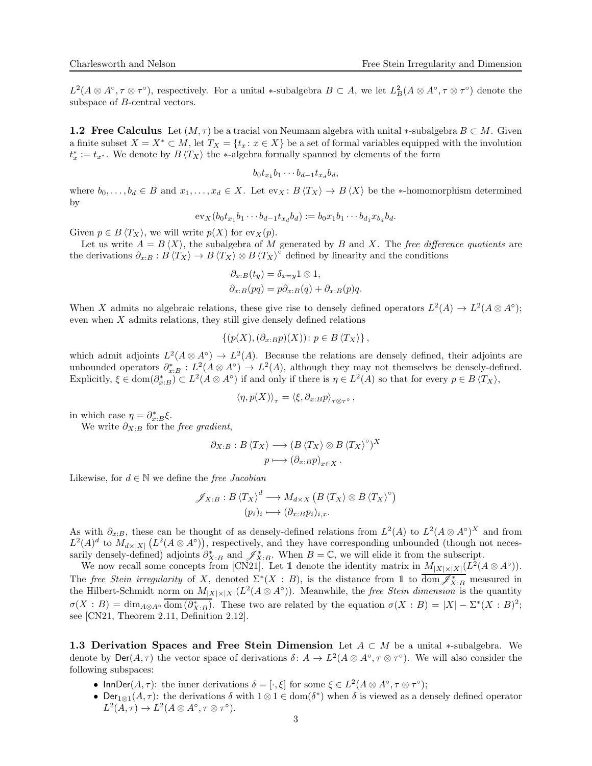$L^2(A \otimes A^\circ, \tau \otimes \tau^\circ)$, respectively. For a unital $*$-subalgebra $B \subset A$, we let $L^2_B(A \otimes A^\circ, \tau \otimes \tau^\circ)$ denote the subspace of $B$-central vectors.

**1.2 Free Calculus** Let $(M, \tau)$ be a tracial von Neumann algebra with unital $*$-subalgebra $B \subset M$. Given a finite subset $X = X^* \subset M$, let $T_X = \{t_x : x \in X\}$ be a set of formal variables equipped with the involution $t_x^* := t_{x^*}$. We denote by $B\langle T_X \rangle$ the $*$-algebra formally spanned by elements of the form

$$b_0 t_{x_1} b_1 \cdots b_{d-1} t_{x_d} b_d,$$

where $b_0, \ldots, b_d \in B$ and $x_1, \ldots, x_d \in X$. Let $\mathrm{ev}_X : B\langle T_X \rangle \to B\langle X \rangle$ be the $*$-homomorphism determined by

$$\mathrm{ev}_X(b_0 t_{x_1} b_1 \cdots b_{d-1} t_{x_d} b_d) := b_0 x_1 b_1 \cdots b_{d_1} x_{b_d} b_d.$$

Given $p \in B\langle T_X \rangle$, we will write $p(X)$ for $\mathrm{ev}_X(p)$.

Let us write $A = B\langle X \rangle$, the subalgebra of $M$ generated by $B$ and $X$. The *free difference quotients* are the derivations $\partial_{x:B} : B\langle T_X \rangle \to B\langle T_X \rangle \otimes B\langle T_X \rangle^\circ$ defined by linearity and the conditions

$$\partial_{x:B}(t_y) = \delta_{x=y} 1 \otimes 1,$$
$$\partial_{x:B}(pq) = p\partial_{x:B}(q) + \partial_{x:B}(p)q.$$

When $X$ admits no algebraic relations, these give rise to densely defined operators $L^2(A) \to L^2(A \otimes A^\circ)$; even when $X$ admits relations, they still give densely defined relations

$$\{(p(X), (\partial_{x:B} p)(X)) : p \in B\langle T_X \rangle\},$$

which admit adjoints $L^2(A \otimes A^\circ) \to L^2(A)$. Because the relations are densely defined, their adjoints are unbounded operators $\partial^*_{x:B} : L^2(A \otimes A^\circ) \to L^2(A)$, although they may not themselves be densely-defined. Explicitly, $\xi \in \mathrm{dom}(\partial^*_{x:B}) \subset L^2(A \otimes A^\circ)$ if and only if there is $\eta \in L^2(A)$ so that for every $p \in B\langle T_X \rangle$,

$$\langle \eta, p(X) \rangle_\tau = \langle \xi, \partial_{x:B} p \rangle_{\tau \otimes \tau^\circ},$$

in which case $\eta = \partial^*_{x:B}\xi$.

We write $\partial_{X:B}$ for the *free gradient*,

$$\partial_{X:B} : B\langle T_X \rangle \longrightarrow (B\langle T_X \rangle \otimes B\langle T_X \rangle^\circ)^X$$
$$p \longmapsto (\partial_{x:B} p)_{x \in X}.$$

Likewise, for $d \in \mathbb{N}$ we define the *free Jacobian*

$$\mathscr{J}_{X:B} : B\langle T_X \rangle^d \longrightarrow M_{d \times X}\left(B\langle T_X \rangle \otimes B\langle T_X \rangle^\circ\right)$$
$$(p_i)_i \longmapsto (\partial_{x:B} p_i)_{i,x}.$$

As with $\partial_{x:B}$, these can be thought of as densely-defined relations from $L^2(A)$ to $L^2(A \otimes A^\circ)^X$ and from $L^2(A)^d$ to $M_{d \times |X|}\left(L^2(A \otimes A^\circ)\right)$, respectively, and they have corresponding unbounded (though not necessarily densely-defined) adjoints $\partial^*_{X:B}$ and $\mathscr{J}^*_{X:B}$. When $B = \mathbb{C}$, we will elide it from the subscript.

We now recall some concepts from [CN21]. Let $\mathbb{1}$ denote the identity matrix in $M_{|X| \times |X|}(L^2(A \otimes A^\circ))$. The *free Stein irregularity* of $X$, denoted $\Sigma^*(X : B)$, is the distance from $\mathbb{1}$ to $\overline{\mathrm{dom}\,\mathscr{J}^*_{X:B}}$ measured in the Hilbert-Schmidt norm on $M_{|X| \times |X|}(L^2(A \otimes A^\circ))$. Meanwhile, the *free Stein dimension* is the quantity $\sigma(X : B) = \dim_{A \bar{\otimes} A^\circ} \overline{\mathrm{dom}\,(\partial^*_{X:B})}$. These two are related by the equation $\sigma(X : B) = |X| - \Sigma^*(X : B)^2$; see [CN21, Theorem 2.11, Definition 2.12].

**1.3 Derivation Spaces and Free Stein Dimension** Let $A \subset M$ be a unital $*$-subalgebra. We denote by $\mathsf{Der}(A, \tau)$ the vector space of derivations $\delta : A \to L^2(A \otimes A^\circ, \tau \otimes \tau^\circ)$. We will also consider the following subspaces:

- $\mathsf{InnDer}(A, \tau)$: the inner derivations $\delta = [\cdot, \xi]$ for some $\xi \in L^2(A \otimes A^\circ, \tau \otimes \tau^\circ)$;
- $\mathsf{Der}_{1 \otimes 1}(A, \tau)$: the derivations $\delta$ with $1 \otimes 1 \in \mathrm{dom}(\delta^*)$ when $\delta$ is viewed as a densely defined operator $L^2(A, \tau) \to L^2(A \otimes A^\circ, \tau \otimes \tau^\circ)$.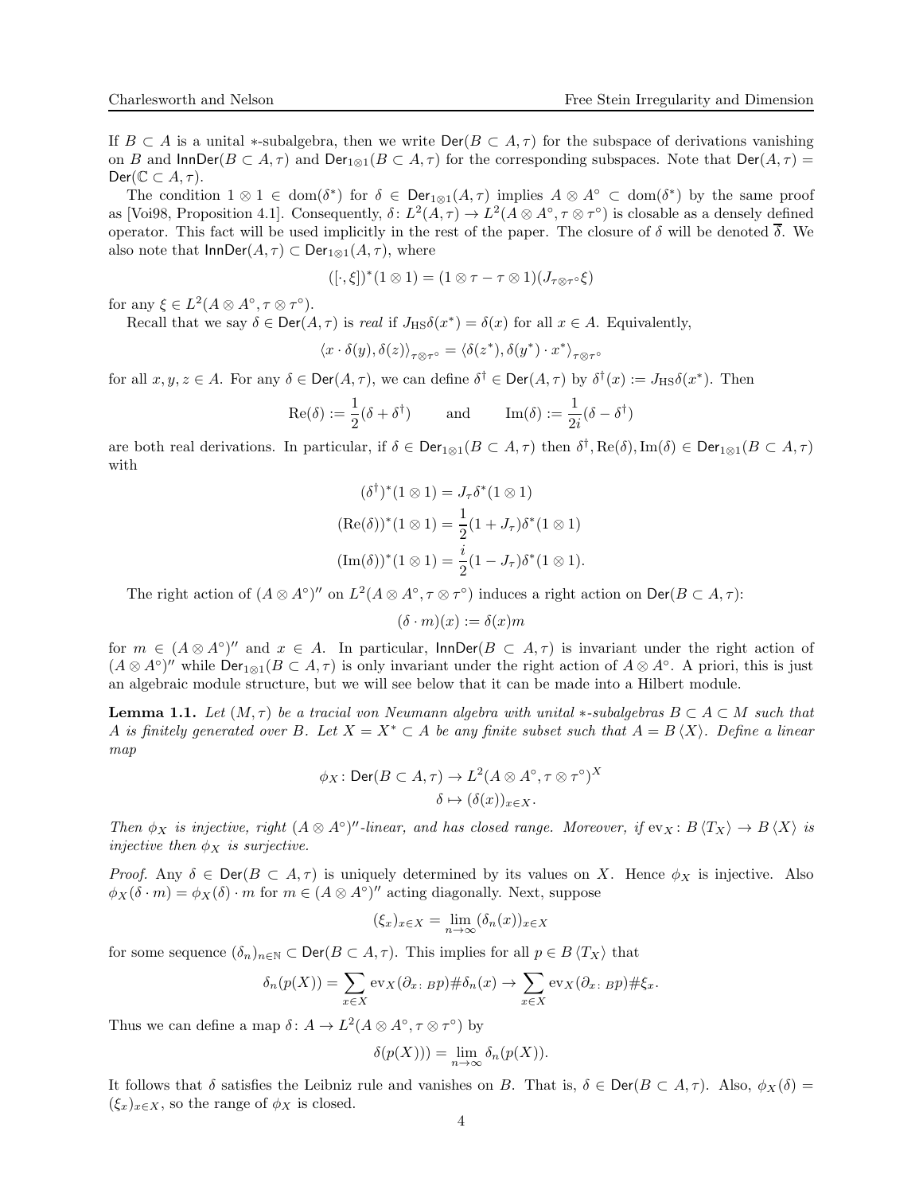If $B \subset A$ is a unital $*$-subalgebra, then we write $\mathsf{Der}(B \subset A, \tau)$ for the subspace of derivations vanishing on $B$ and $\mathsf{InnDer}(B \subset A, \tau)$ and $\mathsf{Der}_{1\otimes 1}(B \subset A, \tau)$ for the corresponding subspaces. Note that $\mathsf{Der}(A, \tau) = \mathsf{Der}(\mathbb{C} \subset A, \tau)$.

The condition $1 \otimes 1 \in \operatorname{dom}(\delta^*)$ for $\delta \in \mathsf{Der}_{1\otimes 1}(A, \tau)$ implies $A \otimes A^\circ \subset \operatorname{dom}(\delta^*)$ by the same proof as [Voi98, Proposition 4.1]. Consequently, $\delta\colon L^2(A, \tau) \to L^2(A \otimes A^\circ, \tau \otimes \tau^\circ)$ is closable as a densely defined operator. This fact will be used implicitly in the rest of the paper. The closure of $\delta$ will be denoted $\overline{\delta}$. We also note that $\mathsf{InnDer}(A, \tau) \subset \mathsf{Der}_{1\otimes 1}(A, \tau)$, where

$$([\cdot, \xi])^*(1 \otimes 1) = (1 \otimes \tau - \tau \otimes 1)(J_{\tau\otimes\tau^\circ}\xi)$$

for any $\xi \in L^2(A \otimes A^\circ, \tau \otimes \tau^\circ)$.

Recall that we say $\delta \in \mathsf{Der}(A, \tau)$ is *real* if $J_{\mathrm{HS}}\delta(x^*) = \delta(x)$ for all $x \in A$. Equivalently,

$$\langle x \cdot \delta(y), \delta(z)\rangle_{\tau\otimes\tau^\circ} = \langle \delta(z^*), \delta(y^*) \cdot x^*\rangle_{\tau\otimes\tau^\circ}$$

for all $x, y, z \in A$. For any $\delta \in \mathsf{Der}(A, \tau)$, we can define $\delta^\dagger \in \mathsf{Der}(A, \tau)$ by $\delta^\dagger(x) := J_{\mathrm{HS}}\delta(x^*)$. Then

$$\mathrm{Re}(\delta) := \frac{1}{2}(\delta + \delta^\dagger) \qquad \text{and} \qquad \mathrm{Im}(\delta) := \frac{1}{2i}(\delta - \delta^\dagger)$$

are both real derivations. In particular, if $\delta \in \mathsf{Der}_{1\otimes 1}(B \subset A, \tau)$ then $\delta^\dagger, \mathrm{Re}(\delta), \mathrm{Im}(\delta) \in \mathsf{Der}_{1\otimes 1}(B \subset A, \tau)$ with

$$(\delta^\dagger)^*(1 \otimes 1) = J_\tau \delta^*(1 \otimes 1)$$
$$(\mathrm{Re}(\delta))^*(1 \otimes 1) = \frac{1}{2}(1 + J_\tau)\delta^*(1 \otimes 1)$$
$$(\mathrm{Im}(\delta))^*(1 \otimes 1) = \frac{i}{2}(1 - J_\tau)\delta^*(1 \otimes 1).$$

The right action of $(A \otimes A^\circ)''$ on $L^2(A \otimes A^\circ, \tau \otimes \tau^\circ)$ induces a right action on $\mathsf{Der}(B \subset A, \tau)$:

$$(\delta \cdot m)(x) := \delta(x)m$$

for $m \in (A \otimes A^\circ)''$ and $x \in A$. In particular, $\mathsf{InnDer}(B \subset A, \tau)$ is invariant under the right action of $(A \otimes A^\circ)''$ while $\mathsf{Der}_{1\otimes 1}(B \subset A, \tau)$ is only invariant under the right action of $A \otimes A^\circ$. A priori, this is just an algebraic module structure, but we will see below that it can be made into a Hilbert module.

**Lemma 1.1.** *Let $(M, \tau)$ be a tracial von Neumann algebra with unital $*$-subalgebras $B \subset A \subset M$ such that $A$ is finitely generated over $B$. Let $X = X^* \subset A$ be any finite subset such that $A = B\langle X\rangle$. Define a linear map*

$$\phi_X\colon \mathsf{Der}(B \subset A, \tau) \to L^2(A \otimes A^\circ, \tau \otimes \tau^\circ)^X$$
$$\delta \mapsto (\delta(x))_{x\in X}.$$

*Then $\phi_X$ is injective, right $(A \otimes A^\circ)''$-linear, and has closed range. Moreover, if $\mathrm{ev}_X\colon B\langle T_X\rangle \to B\langle X\rangle$ is injective then $\phi_X$ is surjective.*

*Proof.* Any $\delta \in \mathsf{Der}(B \subset A, \tau)$ is uniquely determined by its values on $X$. Hence $\phi_X$ is injective. Also $\phi_X(\delta \cdot m) = \phi_X(\delta) \cdot m$ for $m \in (A \otimes A^\circ)''$ acting diagonally. Next, suppose

$$(\xi_x)_{x\in X} = \lim_{n\to\infty}(\delta_n(x))_{x\in X}$$

for some sequence $(\delta_n)_{n\in\mathbb{N}} \subset \mathsf{Der}(B \subset A, \tau)$. This implies for all $p \in B\langle T_X\rangle$ that

$$\delta_n(p(X)) = \sum_{x\in X} \mathrm{ev}_X(\partial_{x\colon B}p)\#\delta_n(x) \to \sum_{x\in X} \mathrm{ev}_X(\partial_{x\colon B}p)\#\xi_x.$$

Thus we can define a map $\delta\colon A \to L^2(A \otimes A^\circ, \tau \otimes \tau^\circ)$ by

$$\delta(p(X))) = \lim_{n\to\infty} \delta_n(p(X)).$$

It follows that $\delta$ satisfies the Leibniz rule and vanishes on $B$. That is, $\delta \in \mathsf{Der}(B \subset A, \tau)$. Also, $\phi_X(\delta) = (\xi_x)_{x\in X}$, so the range of $\phi_X$ is closed.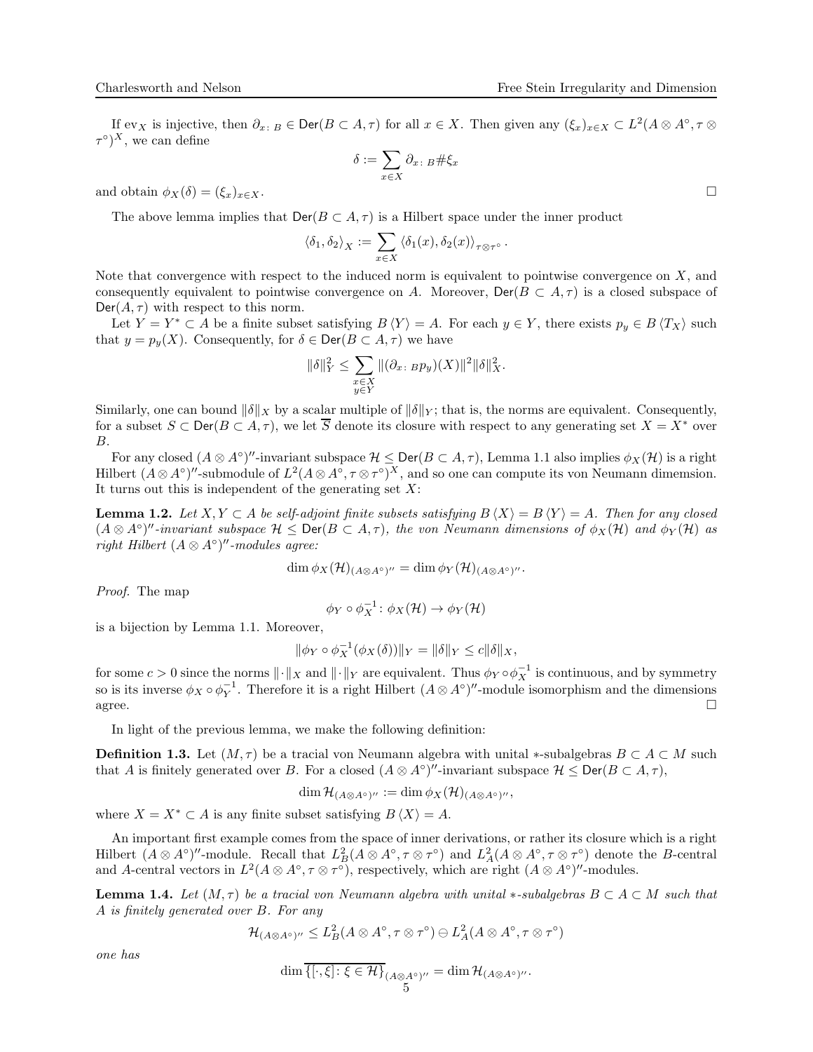If $\mathrm{ev}_X$ is injective, then $\partial_{x:\,B} \in \mathsf{Der}(B \subset A, \tau)$ for all $x \in X$. Then given any $(\xi_x)_{x\in X} \subset L^2(A \otimes A^\circ, \tau \otimes \tau^\circ)^X$, we can define

$$\delta := \sum_{x\in X} \partial_{x:\,B} \# \xi_x$$

and obtain $\phi_X(\delta) = (\xi_x)_{x\in X}$. □

The above lemma implies that $\mathsf{Der}(B \subset A, \tau)$ is a Hilbert space under the inner product

$$\langle \delta_1, \delta_2 \rangle_X := \sum_{x\in X} \langle \delta_1(x), \delta_2(x) \rangle_{\tau\otimes\tau^\circ}.$$

Note that convergence with respect to the induced norm is equivalent to pointwise convergence on $X$, and consequently equivalent to pointwise convergence on $A$. Moreover, $\mathsf{Der}(B \subset A, \tau)$ is a closed subspace of $\mathsf{Der}(A, \tau)$ with respect to this norm.

Let $Y = Y^* \subset A$ be a finite subset satisfying $B\langle Y \rangle = A$. For each $y \in Y$, there exists $p_y \in B\langle T_X \rangle$ such that $y = p_y(X)$. Consequently, for $\delta \in \mathsf{Der}(B \subset A, \tau)$ we have

$$\|\delta\|_Y^2 \leq \sum_{\substack{x\in X\\ y\in Y}} \|(\partial_{x:\,B} p_y)(X)\|^2 \|\delta\|_X^2.$$

Similarly, one can bound $\|\delta\|_X$ by a scalar multiple of $\|\delta\|_Y$; that is, the norms are equivalent. Consequently, for a subset $S \subset \mathsf{Der}(B \subset A, \tau)$, we let $\overline{S}$ denote its closure with respect to any generating set $X = X^*$ over $B$.

For any closed $(A \otimes A^\circ)''$-invariant subspace $\mathcal{H} \leq \mathsf{Der}(B \subset A, \tau)$, Lemma 1.1 also implies $\phi_X(\mathcal{H})$ is a right Hilbert $(A \otimes A^\circ)''$-submodule of $L^2(A \otimes A^\circ, \tau \otimes \tau^\circ)^X$, and so one can compute its von Neumann dimemsion. It turns out this is independent of the generating set $X$:

**Lemma 1.2.** *Let $X, Y \subset A$ be self-adjoint finite subsets satisfying $B\langle X \rangle = B\langle Y \rangle = A$. Then for any closed $(A \otimes A^\circ)''$-invariant subspace $\mathcal{H} \leq \mathsf{Der}(B \subset A, \tau)$, the von Neumann dimensions of $\phi_X(\mathcal{H})$ and $\phi_Y(\mathcal{H})$ as right Hilbert $(A \otimes A^\circ)''$-modules agree:*

$$\dim \phi_X(\mathcal{H})_{(A\otimes A^\circ)''} = \dim \phi_Y(\mathcal{H})_{(A\otimes A^\circ)''}.$$

*Proof.* The map

$$\phi_Y \circ \phi_X^{-1} \colon \phi_X(\mathcal{H}) \to \phi_Y(\mathcal{H})$$

is a bijection by Lemma 1.1. Moreover,

$$\|\phi_Y \circ \phi_X^{-1}(\phi_X(\delta))\|_Y = \|\delta\|_Y \leq c\|\delta\|_X,$$

for some $c > 0$ since the norms $\|\cdot\|_X$ and $\|\cdot\|_Y$ are equivalent. Thus $\phi_Y \circ \phi_X^{-1}$ is continuous, and by symmetry so is its inverse $\phi_X \circ \phi_Y^{-1}$. Therefore it is a right Hilbert $(A \otimes A^\circ)''$-module isomorphism and the dimensions agree. □

In light of the previous lemma, we make the following definition:

**Definition 1.3.** Let $(M, \tau)$ be a tracial von Neumann algebra with unital $*$-subalgebras $B \subset A \subset M$ such that $A$ is finitely generated over $B$. For a closed $(A \otimes A^\circ)''$-invariant subspace $\mathcal{H} \leq \mathsf{Der}(B \subset A, \tau)$,

$$\dim \mathcal{H}_{(A\otimes A^\circ)''} := \dim \phi_X(\mathcal{H})_{(A\otimes A^\circ)''},$$

where $X = X^* \subset A$ is any finite subset satisfying $B\langle X \rangle = A$.

An important first example comes from the space of inner derivations, or rather its closure which is a right Hilbert $(A \otimes A^\circ)''$-module. Recall that $L^2_B(A \otimes A^\circ, \tau \otimes \tau^\circ)$ and $L^2_A(A \otimes A^\circ, \tau \otimes \tau^\circ)$ denote the $B$-central and $A$-central vectors in $L^2(A \otimes A^\circ, \tau \otimes \tau^\circ)$, respectively, which are right $(A \otimes A^\circ)''$-modules.

**Lemma 1.4.** *Let $(M, \tau)$ be a tracial von Neumann algebra with unital $*$-subalgebras $B \subset A \subset M$ such that $A$ is finitely generated over $B$. For any*

$$\mathcal{H}_{(A\otimes A^\circ)''} \leq L^2_B(A \otimes A^\circ, \tau \otimes \tau^\circ) \ominus L^2_A(A \otimes A^\circ, \tau \otimes \tau^\circ)$$

*one has*

$$\dim \overline{\{[\cdot, \xi] \colon \xi \in \mathcal{H}\}}_{(A\otimes A^\circ)''} = \dim \mathcal{H}_{(A\otimes A^\circ)''}.$$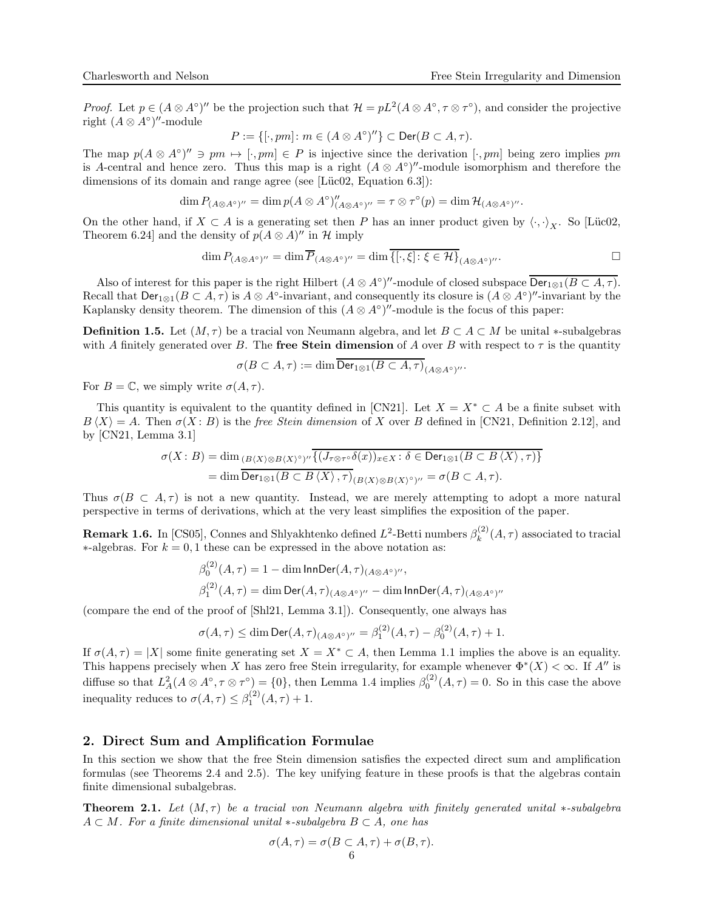*Proof.* Let $p \in (A \otimes A^\circ)''$ be the projection such that $\mathcal{H} = pL^2(A \otimes A^\circ, \tau \otimes \tau^\circ)$, and consider the projective right $(A \otimes A^\circ)''$-module

$$P := \{[\cdot, pm] \colon m \in (A \otimes A^\circ)''\} \subset \mathsf{Der}(B \subset A, \tau).$$

The map $p(A \otimes A^\circ)'' \ni pm \mapsto [\cdot, pm] \in P$ is injective since the derivation $[\cdot, pm]$ being zero implies $pm$ is $A$-central and hence zero. Thus this map is a right $(A \otimes A^\circ)''$-module isomorphism and therefore the dimensions of its domain and range agree (see [Lüc02, Equation 6.3]):

$$\dim P_{(A\otimes A^\circ)''} = \dim p(A \otimes A^\circ)''_{(A\otimes A^\circ)''} = \tau \otimes \tau^\circ(p) = \dim \mathcal{H}_{(A\otimes A^\circ)''}.$$

On the other hand, if $X \subset A$ is a generating set then $P$ has an inner product given by $\langle \cdot, \cdot \rangle_X$. So [Lüc02, Theorem 6.24] and the density of $p(A \otimes A)''$ in $\mathcal{H}$ imply

$$\dim P_{(A\otimes A^\circ)''} = \dim \overline{P}_{(A\otimes A^\circ)''} = \dim \overline{\{[\cdot, \xi] \colon \xi \in \mathcal{H}\}}_{(A\otimes A^\circ)''}. \qquad \square$$

Also of interest for this paper is the right Hilbert $(A \otimes A^\circ)''$-module of closed subspace $\overline{\mathsf{Der}_{1\otimes 1}(B \subset A, \tau)}$. Recall that $\mathsf{Der}_{1\otimes 1}(B \subset A, \tau)$ is $A \otimes A^\circ$-invariant, and consequently its closure is $(A \otimes A^\circ)''$-invariant by the Kaplansky density theorem. The dimension of this $(A \otimes A^\circ)''$-module is the focus of this paper:

**Definition 1.5.** Let $(M, \tau)$ be a tracial von Neumann algebra, and let $B \subset A \subset M$ be unital $*$-subalgebras with $A$ finitely generated over $B$. The **free Stein dimension** of $A$ over $B$ with respect to $\tau$ is the quantity

$$\sigma(B \subset A, \tau) := \dim \overline{\mathsf{Der}_{1\otimes 1}(B \subset A, \tau)}_{(A\otimes A^\circ)''}.$$

For $B = \mathbb{C}$, we simply write $\sigma(A, \tau)$.

This quantity is equivalent to the quantity defined in [CN21]. Let $X = X^* \subset A$ be a finite subset with $B\langle X \rangle = A$. Then $\sigma(X : B)$ is the *free Stein dimension* of $X$ over $B$ defined in [CN21, Definition 2.12], and by [CN21, Lemma 3.1]

$$\begin{aligned}
\sigma(X : B) &= \dim_{(B\langle X\rangle \otimes B\langle X\rangle^\circ)''} \overline{\{(J_{\tau\otimes\tau^\circ}\delta(x))_{x\in X} \colon \delta \in \mathsf{Der}_{1\otimes 1}(B \subset B\langle X\rangle, \tau)\}} \\
&= \dim \overline{\mathsf{Der}_{1\otimes 1}(B \subset B\langle X\rangle, \tau)}_{(B\langle X\rangle\otimes B\langle X\rangle^\circ)''} = \sigma(B \subset A, \tau).
\end{aligned}$$

Thus $\sigma(B \subset A, \tau)$ is not a new quantity. Instead, we are merely attempting to adopt a more natural perspective in terms of derivations, which at the very least simplifies the exposition of the paper.

**Remark 1.6.** In [CS05], Connes and Shlyakhtenko defined $L^2$-Betti numbers $\beta_k^{(2)}(A, \tau)$ associated to tracial $*$-algebras. For $k = 0, 1$ these can be expressed in the above notation as:

$$\begin{aligned}
\beta_0^{(2)}(A, \tau) &= 1 - \dim \mathsf{InnDer}(A, \tau)_{(A\otimes A^\circ)''}, \\
\beta_1^{(2)}(A, \tau) &= \dim \mathsf{Der}(A, \tau)_{(A\otimes A^\circ)''} - \dim \mathsf{InnDer}(A, \tau)_{(A\otimes A^\circ)''}
\end{aligned}$$

(compare the end of the proof of [Shl21, Lemma 3.1]). Consequently, one always has

$$\sigma(A, \tau) \leq \dim \mathsf{Der}(A, \tau)_{(A\otimes A^\circ)''} = \beta_1^{(2)}(A, \tau) - \beta_0^{(2)}(A, \tau) + 1.$$

If $\sigma(A, \tau) = |X|$ some finite generating set $X = X^* \subset A$, then Lemma 1.1 implies the above is an equality. This happens precisely when $X$ has zero free Stein irregularity, for example whenever $\Phi^*(X) < \infty$. If $A''$ is diffuse so that $L^2_A(A \otimes A^\circ, \tau \otimes \tau^\circ) = \{0\}$, then Lemma 1.4 implies $\beta_0^{(2)}(A, \tau) = 0$. So in this case the above inequality reduces to $\sigma(A, \tau) \leq \beta_1^{(2)}(A, \tau) + 1$.

## 2. Direct Sum and Amplification Formulae

In this section we show that the free Stein dimension satisfies the expected direct sum and amplification formulas (see Theorems 2.4 and 2.5). The key unifying feature in these proofs is that the algebras contain finite dimensional subalgebras.

**Theorem 2.1.** *Let $(M, \tau)$ be a tracial von Neumann algebra with finitely generated unital $*$-subalgebra $A \subset M$. For a finite dimensional unital $*$-subalgebra $B \subset A$, one has*

$$\sigma(A, \tau) = \sigma(B \subset A, \tau) + \sigma(B, \tau).$$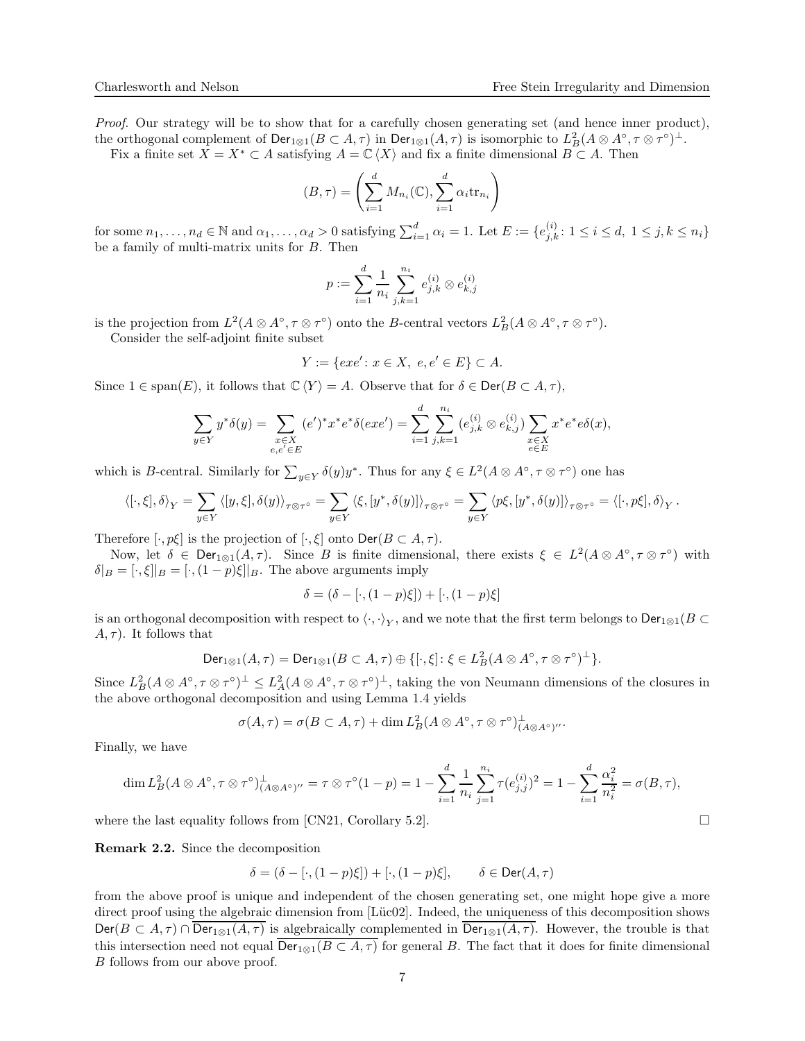*Proof.* Our strategy will be to show that for a carefully chosen generating set (and hence inner product), the orthogonal complement of $\mathsf{Der}_{1\otimes 1}(B \subset A, \tau)$ in $\mathsf{Der}_{1\otimes 1}(A, \tau)$ is isomorphic to $L^2_B(A \otimes A^\circ, \tau \otimes \tau^\circ)^\perp$.

Fix a finite set $X = X^* \subset A$ satisfying $A = \mathbb{C}\langle X \rangle$ and fix a finite dimensional $B \subset A$. Then

$$(B, \tau) = \left( \sum_{i=1}^d M_{n_i}(\mathbb{C}), \sum_{i=1}^d \alpha_i \mathrm{tr}_{n_i} \right)$$

for some $n_1, \ldots, n_d \in \mathbb{N}$ and $\alpha_1, \ldots, \alpha_d > 0$ satisfying $\sum_{i=1}^d \alpha_i = 1$. Let $E := \{e^{(i)}_{j,k} : 1 \leq i \leq d,\ 1 \leq j, k \leq n_i\}$ be a family of multi-matrix units for $B$. Then

$$p := \sum_{i=1}^d \frac{1}{n_i} \sum_{j,k=1}^{n_i} e^{(i)}_{j,k} \otimes e^{(i)}_{k,j}$$

is the projection from $L^2(A \otimes A^\circ, \tau \otimes \tau^\circ)$ onto the $B$-central vectors $L^2_B(A \otimes A^\circ, \tau \otimes \tau^\circ)$.

Consider the self-adjoint finite subset

$$Y := \{exe' : x \in X,\ e, e' \in E\} \subset A.$$

Since $1 \in \mathrm{span}(E)$, it follows that $\mathbb{C}\langle Y \rangle = A$. Observe that for $\delta \in \mathsf{Der}(B \subset A, \tau)$,

$$\sum_{y \in Y} y^* \delta(y) = \sum_{\substack{x \in X \\ e, e' \in E}} (e')^* x^* e^* \delta(exe') = \sum_{i=1}^d \sum_{j,k=1}^{n_i} (e^{(i)}_{j,k} \otimes e^{(i)}_{k,j}) \sum_{\substack{x \in X \\ e \in E}} x^* e^* e \delta(x),$$

which is $B$-central. Similarly for $\sum_{y \in Y} \delta(y) y^*$. Thus for any $\xi \in L^2(A \otimes A^\circ, \tau \otimes \tau^\circ)$ one has

$$\langle [\cdot, \xi], \delta \rangle_Y = \sum_{y \in Y} \langle [y, \xi], \delta(y) \rangle_{\tau \otimes \tau^\circ} = \sum_{y \in Y} \langle \xi, [y^*, \delta(y)] \rangle_{\tau \otimes \tau^\circ} = \sum_{y \in Y} \langle p\xi, [y^*, \delta(y)] \rangle_{\tau \otimes \tau^\circ} = \langle [\cdot, p\xi], \delta \rangle_Y .$$

Therefore $[\cdot, p\xi]$ is the projection of $[\cdot, \xi]$ onto $\mathsf{Der}(B \subset A, \tau)$.

Now, let $\delta \in \mathsf{Der}_{1\otimes 1}(A, \tau)$. Since $B$ is finite dimensional, there exists $\xi \in L^2(A \otimes A^\circ, \tau \otimes \tau^\circ)$ with $\delta|_B = [\cdot, \xi]|_B = [\cdot, (1-p)\xi]|_B$. The above arguments imply

$$\delta = (\delta - [\cdot, (1-p)\xi]) + [\cdot, (1-p)\xi]$$

is an orthogonal decomposition with respect to $\langle \cdot, \cdot \rangle_Y$, and we note that the first term belongs to $\mathsf{Der}_{1\otimes 1}(B \subset A, \tau)$. It follows that

$$\mathsf{Der}_{1\otimes 1}(A, \tau) = \mathsf{Der}_{1\otimes 1}(B \subset A, \tau) \oplus \{[\cdot, \xi] : \xi \in L^2_B(A \otimes A^\circ, \tau \otimes \tau^\circ)^\perp\}.$$

Since $L^2_B(A \otimes A^\circ, \tau \otimes \tau^\circ)^\perp \leq L^2_A(A \otimes A^\circ, \tau \otimes \tau^\circ)^\perp$, taking the von Neumann dimensions of the closures in the above orthogonal decomposition and using Lemma 1.4 yields

$$\sigma(A, \tau) = \sigma(B \subset A, \tau) + \dim L^2_B(A \otimes A^\circ, \tau \otimes \tau^\circ)^\perp_{(A \otimes A^\circ)''}.$$

Finally, we have

$$\dim L^2_B(A \otimes A^\circ, \tau \otimes \tau^\circ)^\perp_{(A \otimes A^\circ)''} = \tau \otimes \tau^\circ(1-p) = 1 - \sum_{i=1}^d \frac{1}{n_i} \sum_{j=1}^{n_i} \tau(e^{(i)}_{j,j})^2 = 1 - \sum_{i=1}^d \frac{\alpha_i^2}{n_i^2} = \sigma(B, \tau),$$

where the last equality follows from [CN21, Corollary 5.2]. $\square$

**Remark 2.2.** Since the decomposition

$$\delta = (\delta - [\cdot, (1-p)\xi]) + [\cdot, (1-p)\xi], \qquad \delta \in \mathsf{Der}(A, \tau)$$

from the above proof is unique and independent of the chosen generating set, one might hope give a more direct proof using the algebraic dimension from [Lüc02]. Indeed, the uniqueness of this decomposition shows $\mathsf{Der}(B \subset A, \tau) \cap \overline{\mathsf{Der}_{1\otimes 1}(A, \tau)}$ is algebraically complemented in $\overline{\mathsf{Der}_{1\otimes 1}(A, \tau)}$. However, the trouble is that this intersection need not equal $\overline{\mathsf{Der}_{1\otimes 1}(B \subset A, \tau)}$ for general $B$. The fact that it does for finite dimensional $B$ follows from our above proof.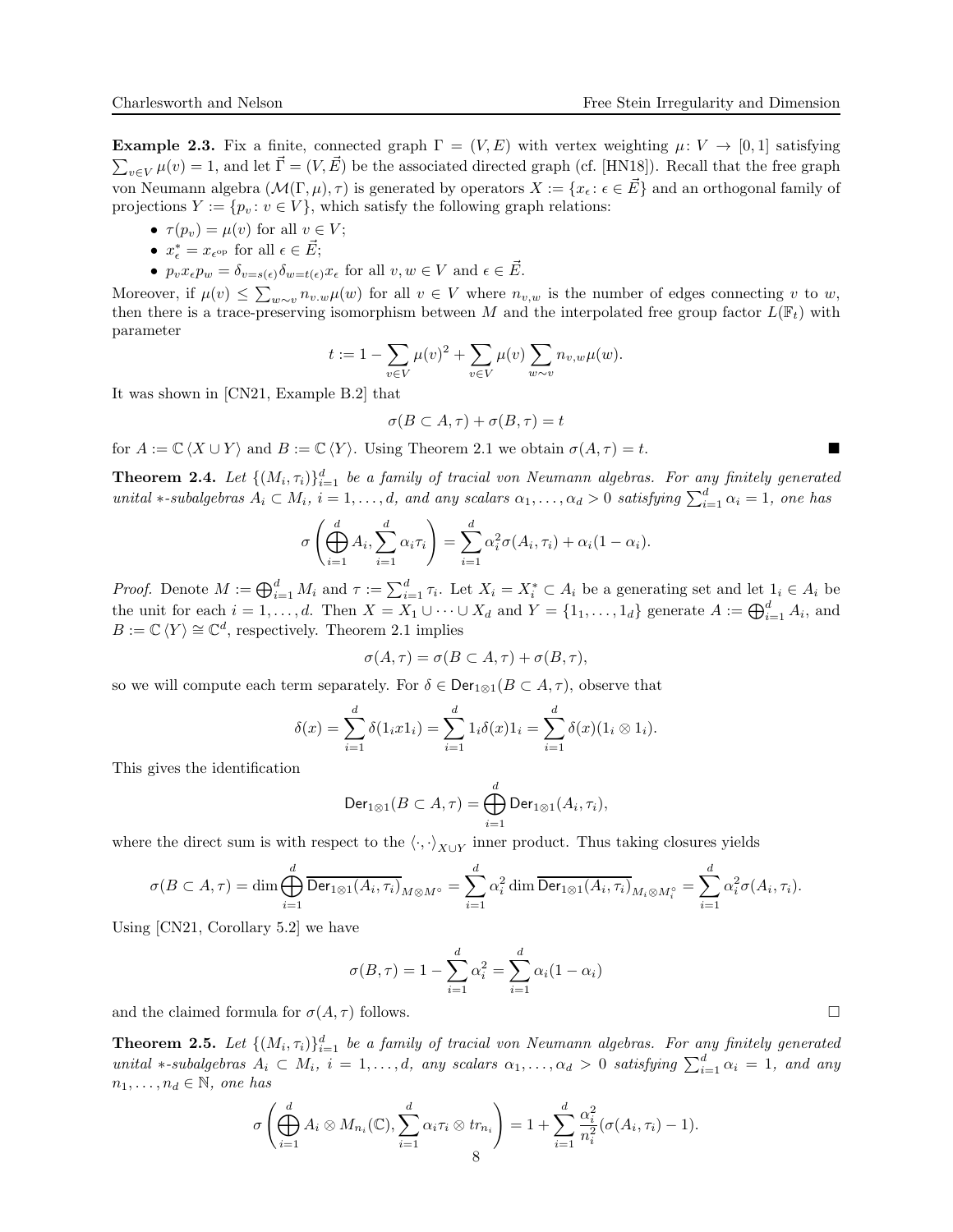**Example 2.3.** Fix a finite, connected graph $\Gamma = (V, E)$ with vertex weighting $\mu\colon V \to [0,1]$ satisfying $\sum_{v\in V} \mu(v) = 1$, and let $\vec{\Gamma} = (V, \vec{E})$ be the associated directed graph (cf. [HN18]). Recall that the free graph von Neumann algebra $(\mathcal{M}(\Gamma, \mu), \tau)$ is generated by operators $X := \{x_\epsilon \colon \epsilon \in \vec{E}\}$ and an orthogonal family of projections $Y := \{p_v \colon v \in V\}$, which satisfy the following graph relations:

- $\tau(p_v) = \mu(v)$ for all $v \in V$;
- $x_\epsilon^* = x_{\epsilon^{\rm op}}$ for all $\epsilon \in \vec{E}$;
- $p_v x_\epsilon p_w = \delta_{v=s(\epsilon)}\delta_{w=t(\epsilon)} x_\epsilon$ for all $v, w \in V$ and $\epsilon \in \vec{E}$.

Moreover, if $\mu(v) \leq \sum_{w\sim v} n_{v.w}\mu(w)$ for all $v \in V$ where $n_{v,w}$ is the number of edges connecting $v$ to $w$, then there is a trace-preserving isomorphism between $M$ and the interpolated free group factor $L(\mathbb{F}_t)$ with parameter

$$t := 1 - \sum_{v\in V} \mu(v)^2 + \sum_{v\in V} \mu(v) \sum_{w\sim v} n_{v,w}\mu(w).$$

It was shown in [CN21, Example B.2] that

$$\sigma(B \subset A, \tau) + \sigma(B, \tau) = t$$

for $A := \mathbb{C}\langle X \cup Y\rangle$ and $B := \mathbb{C}\langle Y\rangle$. Using Theorem 2.1 we obtain $\sigma(A, \tau) = t$. ■

**Theorem 2.4.** *Let $\{(M_i, \tau_i)\}_{i=1}^d$ be a family of tracial von Neumann algebras. For any finitely generated unital $*$-subalgebras $A_i \subset M_i$, $i = 1, \ldots, d$, and any scalars $\alpha_1, \ldots, \alpha_d > 0$ satisfying $\sum_{i=1}^d \alpha_i = 1$, one has*

$$\sigma\left(\bigoplus_{i=1}^d A_i, \sum_{i=1}^d \alpha_i\tau_i\right) = \sum_{i=1}^d \alpha_i^2 \sigma(A_i, \tau_i) + \alpha_i(1 - \alpha_i).$$

*Proof.* Denote $M := \bigoplus_{i=1}^d M_i$ and $\tau := \sum_{i=1}^d \tau_i$. Let $X_i = X_i^* \subset A_i$ be a generating set and let $1_i \in A_i$ be the unit for each $i = 1, \ldots, d$. Then $X = X_1 \cup \cdots \cup X_d$ and $Y = \{1_1, \ldots, 1_d\}$ generate $A := \bigoplus_{i=1}^d A_i$, and $B := \mathbb{C}\langle Y\rangle \cong \mathbb{C}^d$, respectively. Theorem 2.1 implies

$$\sigma(A, \tau) = \sigma(B \subset A, \tau) + \sigma(B, \tau),$$

so we will compute each term separately. For $\delta \in \mathsf{Der}_{1\otimes 1}(B \subset A, \tau)$, observe that

$$\delta(x) = \sum_{i=1}^d \delta(1_i x 1_i) = \sum_{i=1}^d 1_i \delta(x) 1_i = \sum_{i=1}^d \delta(x)(1_i \otimes 1_i).$$

This gives the identification

$$\mathsf{Der}_{1\otimes 1}(B \subset A, \tau) = \bigoplus_{i=1}^d \mathsf{Der}_{1\otimes 1}(A_i, \tau_i),$$

where the direct sum is with respect to the $\langle \cdot, \cdot\rangle_{X\cup Y}$ inner product. Thus taking closures yields

$$\sigma(B \subset A, \tau) = \dim \bigoplus_{i=1}^d \overline{\mathsf{Der}_{1\otimes 1}(A_i, \tau_i)}_{M\bar{\otimes} M^\circ} = \sum_{i=1}^d \alpha_i^2 \dim \overline{\mathsf{Der}_{1\otimes 1}(A_i, \tau_i)}_{M_i\bar{\otimes} M_i^\circ} = \sum_{i=1}^d \alpha_i^2 \sigma(A_i, \tau_i).$$

Using [CN21, Corollary 5.2] we have

$$\sigma(B, \tau) = 1 - \sum_{i=1}^d \alpha_i^2 = \sum_{i=1}^d \alpha_i(1 - \alpha_i)$$

and the claimed formula for $\sigma(A, \tau)$ follows. □

**Theorem 2.5.** *Let $\{(M_i, \tau_i)\}_{i=1}^d$ be a family of tracial von Neumann algebras. For any finitely generated unital $*$-subalgebras $A_i \subset M_i$, $i = 1, \ldots, d$, any scalars $\alpha_1, \ldots, \alpha_d > 0$ satisfying $\sum_{i=1}^d \alpha_i = 1$, and any $n_1, \ldots, n_d \in \mathbb{N}$, one has*

$$\sigma\left(\bigoplus_{i=1}^d A_i \otimes M_{n_i}(\mathbb{C}), \sum_{i=1}^d \alpha_i \tau_i \otimes tr_{n_i}\right) = 1 + \sum_{i=1}^d \frac{\alpha_i^2}{n_i^2}(\sigma(A_i, \tau_i) - 1).$$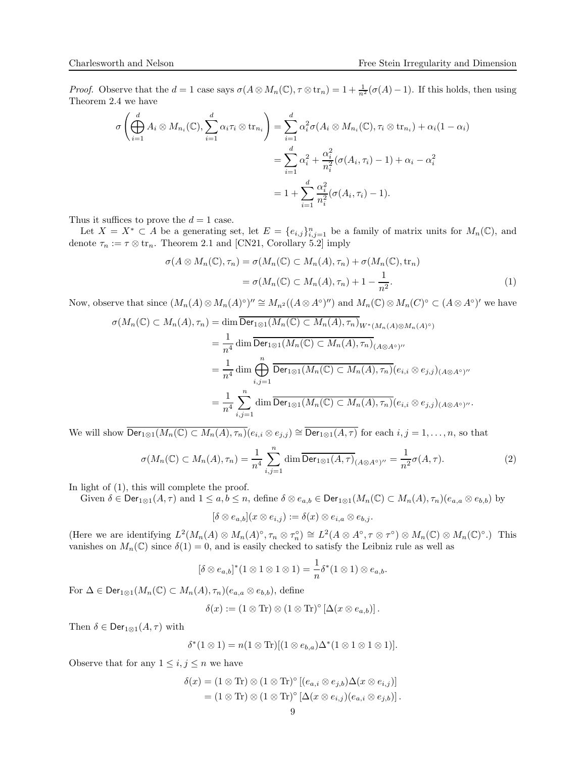*Proof.* Observe that the $d = 1$ case says $\sigma(A \otimes M_n(\mathbb{C}), \tau \otimes \mathrm{tr}_n) = 1 + \frac{1}{n^2}(\sigma(A) - 1)$. If this holds, then using Theorem 2.4 we have

$$\begin{aligned}\sigma\left(\bigoplus_{i=1}^d A_i \otimes M_{n_i}(\mathbb{C}), \sum_{i=1}^d \alpha_i \tau_i \otimes \mathrm{tr}_{n_i}\right) &= \sum_{i=1}^d \alpha_i^2 \sigma(A_i \otimes M_{n_i}(\mathbb{C}), \tau_i \otimes \mathrm{tr}_{n_i}) + \alpha_i(1 - \alpha_i) \\ &= \sum_{i=1}^d \alpha_i^2 + \frac{\alpha_i^2}{n_i^2}(\sigma(A_i, \tau_i) - 1) + \alpha_i - \alpha_i^2 \\ &= 1 + \sum_{i=1}^d \frac{\alpha_i^2}{n_i^2}(\sigma(A_i, \tau_i) - 1).\end{aligned}$$

Thus it suffices to prove the $d = 1$ case.

Let $X = X^* \subset A$ be a generating set, let $E = \{e_{i,j}\}_{i,j=1}^n$ be a family of matrix units for $M_n(\mathbb{C})$, and denote $\tau_n := \tau \otimes \mathrm{tr}_n$. Theorem 2.1 and [CN21, Corollary 5.2] imply

$$\begin{aligned}\sigma(A \otimes M_n(\mathbb{C}), \tau_n) &= \sigma(M_n(\mathbb{C}) \subset M_n(A), \tau_n) + \sigma(M_n(\mathbb{C}), \mathrm{tr}_n) \\ &= \sigma(M_n(\mathbb{C}) \subset M_n(A), \tau_n) + 1 - \frac{1}{n^2}.\end{aligned} \tag{1}$$

Now, observe that since $(M_n(A) \otimes M_n(A)^\circ)'' \cong M_{n^2}((A \otimes A^\circ)'')$ and $M_n(\mathbb{C}) \otimes M_n(C)^\circ \subset (A \otimes A^\circ)'$ we have

$$\begin{aligned}\sigma(M_n(\mathbb{C}) \subset M_n(A), \tau_n) &= \dim \overline{\mathsf{Der}_{1\otimes 1}(M_n(\mathbb{C}) \subset M_n(A), \tau_n)}_{W^*(M_n(A) \otimes M_n(A)^\circ)} \\ &= \frac{1}{n^4} \dim \overline{\mathsf{Der}_{1\otimes 1}(M_n(\mathbb{C}) \subset M_n(A), \tau_n)}_{(A \otimes A^\circ)''} \\ &= \frac{1}{n^4} \dim \bigoplus_{i,j=1}^n \overline{\mathsf{Der}_{1\otimes 1}(M_n(\mathbb{C}) \subset M_n(A), \tau_n)}(e_{i,i} \otimes e_{j,j})_{(A \otimes A^\circ)''} \\ &= \frac{1}{n^4} \sum_{i,j=1}^n \dim \overline{\mathsf{Der}_{1\otimes 1}(M_n(\mathbb{C}) \subset M_n(A), \tau_n)}(e_{i,i} \otimes e_{j,j})_{(A \otimes A^\circ)''}.\end{aligned}$$

We will show $\overline{\mathsf{Der}_{1\otimes 1}(M_n(\mathbb{C}) \subset M_n(A), \tau_n)}(e_{i,i} \otimes e_{j,j}) \cong \overline{\mathsf{Der}_{1\otimes 1}(A, \tau)}$ for each $i, j = 1, \ldots, n$, so that

$$\sigma(M_n(\mathbb{C}) \subset M_n(A), \tau_n) = \frac{1}{n^4} \sum_{i,j=1}^n \dim \overline{\mathsf{Der}_{1\otimes 1}(A, \tau)}_{(A \otimes A^\circ)''} = \frac{1}{n^2} \sigma(A, \tau). \tag{2}$$

In light of (1), this will complete the proof.

Given $\delta \in \mathsf{Der}_{1\otimes 1}(A, \tau)$ and $1 \leq a, b \leq n$, define $\delta \otimes e_{a,b} \in \mathsf{Der}_{1\otimes 1}(M_n(\mathbb{C}) \subset M_n(A), \tau_n)(e_{a,a} \otimes e_{b,b})$ by

$$[\delta \otimes e_{a,b}](x \otimes e_{i,j}) := \delta(x) \otimes e_{i,a} \otimes e_{b,j}.$$

(Here we are identifying $L^2(M_n(A) \otimes M_n(A)^\circ, \tau_n \otimes \tau_n^\circ) \cong L^2(A \otimes A^\circ, \tau \otimes \tau^\circ) \otimes M_n(\mathbb{C}) \otimes M_n(\mathbb{C})^\circ$.) This vanishes on $M_n(\mathbb{C})$ since $\delta(1) = 0$, and is easily checked to satisfy the Leibniz rule as well as

$$[\delta \otimes e_{a,b}]^*(1 \otimes 1 \otimes 1 \otimes 1) = \frac{1}{n} \delta^*(1 \otimes 1) \otimes e_{a,b}.$$

For $\Delta \in \mathsf{Der}_{1\otimes 1}(M_n(\mathbb{C}) \subset M_n(A), \tau_n)(e_{a,a} \otimes e_{b,b})$, define

$$\delta(x) := (1 \otimes \mathrm{Tr}) \otimes (1 \otimes \mathrm{Tr})^\circ \left[\Delta(x \otimes e_{a,b})\right].$$

Then $\delta \in \mathsf{Der}_{1\otimes 1}(A, \tau)$ with

$$\delta^*(1 \otimes 1) = n(1 \otimes \mathrm{Tr})[(1 \otimes e_{b,a})\Delta^*(1 \otimes 1 \otimes 1 \otimes 1)].$$

Observe that for any $1 \leq i, j \leq n$ we have

$$\begin{aligned}\delta(x) &= (1 \otimes \mathrm{Tr}) \otimes (1 \otimes \mathrm{Tr})^\circ \left[(e_{a,i} \otimes e_{j,b})\Delta(x \otimes e_{i,j})\right] \\ &= (1 \otimes \mathrm{Tr}) \otimes (1 \otimes \mathrm{Tr})^\circ \left[\Delta(x \otimes e_{i,j})(e_{a,i} \otimes e_{j,b})\right].\end{aligned}$$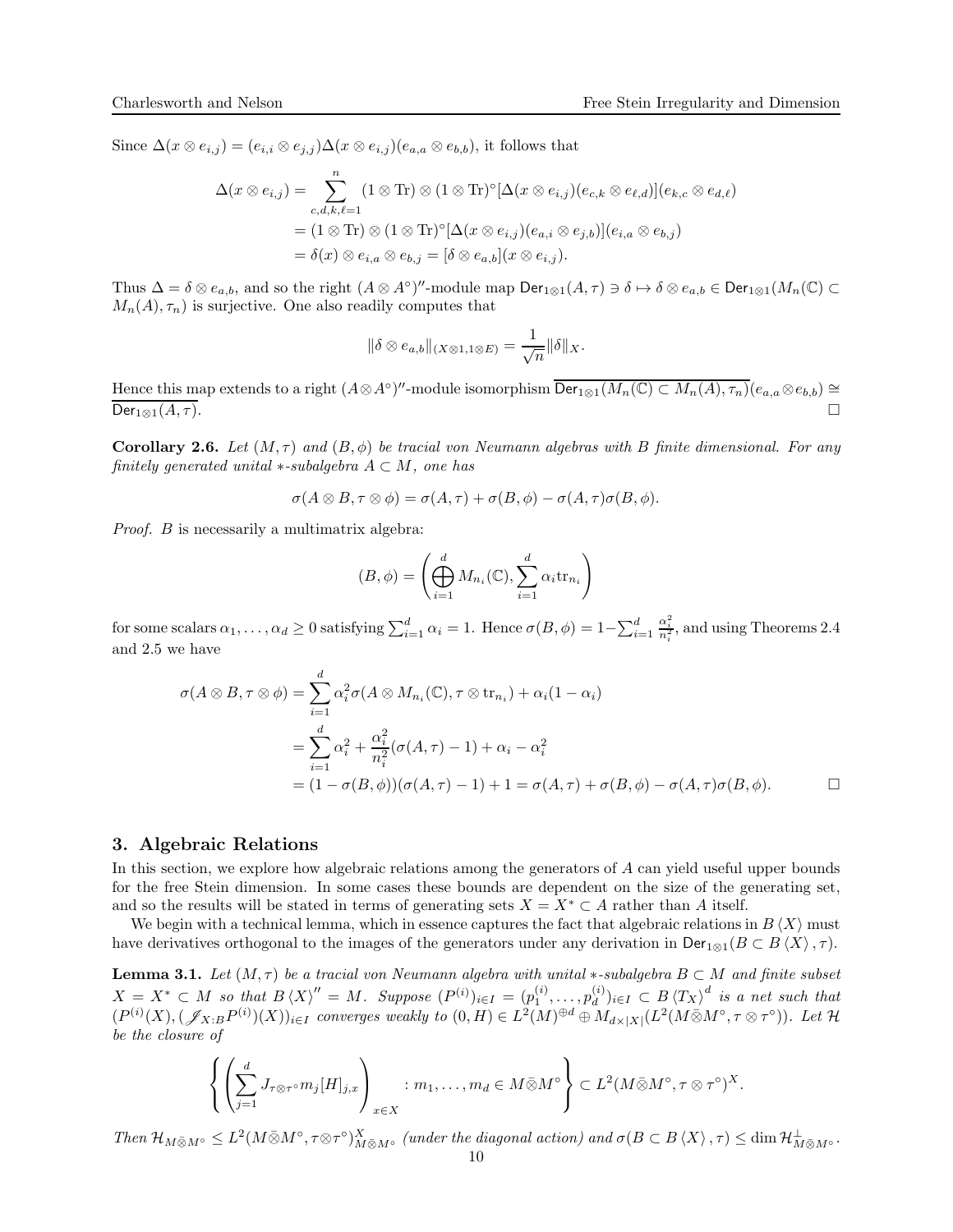Since $\Delta(x \otimes e_{i,j}) = (e_{i,i} \otimes e_{j,j})\Delta(x \otimes e_{i,j})(e_{a,a} \otimes e_{b,b})$, it follows that

$$
\begin{aligned}
\Delta(x \otimes e_{i,j}) &= \sum_{c,d,k,\ell=1}^{n} (1 \otimes \mathrm{Tr}) \otimes (1 \otimes \mathrm{Tr})^\circ[\Delta(x \otimes e_{i,j})(e_{c,k} \otimes e_{\ell,d})](e_{k,c} \otimes e_{d,\ell}) \\
&= (1 \otimes \mathrm{Tr}) \otimes (1 \otimes \mathrm{Tr})^\circ[\Delta(x \otimes e_{i,j})(e_{a,i} \otimes e_{j,b})](e_{i,a} \otimes e_{b,j}) \\
&= \delta(x) \otimes e_{i,a} \otimes e_{b,j} = [\delta \otimes e_{a,b}](x \otimes e_{i,j}).
\end{aligned}
$$

Thus $\Delta = \delta \otimes e_{a,b}$, and so the right $(A \otimes A^\circ)''$-module map $\mathsf{Der}_{1\otimes 1}(A, \tau) \ni \delta \mapsto \delta \otimes e_{a,b} \in \mathsf{Der}_{1\otimes 1}(M_n(\mathbb{C}) \subset M_n(A), \tau_n)$ is surjective. One also readily computes that

$$
\|\delta \otimes e_{a,b}\|_{(X\otimes 1, 1\otimes E)} = \frac{1}{\sqrt{n}}\|\delta\|_X.
$$

Hence this map extends to a right $(A \otimes A^\circ)''$-module isomorphism $\overline{\mathsf{Der}_{1\otimes 1}(M_n(\mathbb{C}) \subset M_n(A), \tau_n)}(e_{a,a} \otimes e_{b,b}) \cong \overline{\mathsf{Der}_{1\otimes 1}(A, \tau)}$. □

**Corollary 2.6.** *Let $(M, \tau)$ and $(B, \phi)$ be tracial von Neumann algebras with $B$ finite dimensional. For any finitely generated unital $*$-subalgebra $A \subset M$, one has*

$$
\sigma(A \otimes B, \tau \otimes \phi) = \sigma(A, \tau) + \sigma(B, \phi) - \sigma(A, \tau)\sigma(B, \phi).
$$

*Proof.* $B$ is necessarily a multimatrix algebra:

$$
(B, \phi) = \left( \bigoplus_{i=1}^{d} M_{n_i}(\mathbb{C}), \sum_{i=1}^{d} \alpha_i \mathrm{tr}_{n_i} \right)
$$

for some scalars $\alpha_1, \ldots, \alpha_d \geq 0$ satisfying $\sum_{i=1}^{d} \alpha_i = 1$. Hence $\sigma(B, \phi) = 1 - \sum_{i=1}^{d} \frac{\alpha_i^2}{n_i^2}$, and using Theorems 2.4 and 2.5 we have

$$
\begin{aligned}
\sigma(A \otimes B, \tau \otimes \phi) &= \sum_{i=1}^{d} \alpha_i^2 \sigma(A \otimes M_{n_i}(\mathbb{C}), \tau \otimes \mathrm{tr}_{n_i}) + \alpha_i(1 - \alpha_i) \\
&= \sum_{i=1}^{d} \alpha_i^2 + \frac{\alpha_i^2}{n_i^2}(\sigma(A, \tau) - 1) + \alpha_i - \alpha_i^2 \\
&= (1 - \sigma(B, \phi))(\sigma(A, \tau) - 1) + 1 = \sigma(A, \tau) + \sigma(B, \phi) - \sigma(A, \tau)\sigma(B, \phi).
\end{aligned}
$$

□

## 3. Algebraic Relations

In this section, we explore how algebraic relations among the generators of $A$ can yield useful upper bounds for the free Stein dimension. In some cases these bounds are dependent on the size of the generating set, and so the results will be stated in terms of generating sets $X = X^* \subset A$ rather than $A$ itself.

We begin with a technical lemma, which in essence captures the fact that algebraic relations in $B\langle X \rangle$ must have derivatives orthogonal to the images of the generators under any derivation in $\mathsf{Der}_{1\otimes 1}(B \subset B\langle X \rangle, \tau)$.

**Lemma 3.1.** *Let $(M, \tau)$ be a tracial von Neumann algebra with unital $*$-subalgebra $B \subset M$ and finite subset $X = X^* \subset M$ so that $B\langle X \rangle'' = M$. Suppose $(P^{(i)})_{i\in I} = (p_1^{(i)}, \ldots, p_d^{(i)})_{i\in I} \subset B\langle T_X \rangle^d$ is a net such that $(P^{(i)}(X), (\mathscr{J}_{X:B}P^{(i)})(X))_{i\in I}$ converges weakly to $(0, H) \in L^2(M)^{\oplus d} \oplus M_{d\times|X|}(L^2(M\bar{\otimes}M^\circ, \tau \otimes \tau^\circ))$. Let $\mathcal{H}$ be the closure of*

$$
\left\{ \left( \sum_{j=1}^{d} J_{\tau\otimes\tau^\circ} m_j [H]_{j,x} \right)_{x\in X} : m_1, \ldots, m_d \in M\bar{\otimes}M^\circ \right\} \subset L^2(M\bar{\otimes}M^\circ, \tau \otimes \tau^\circ)^X.
$$

*Then $\mathcal{H}_{M\bar{\otimes}M^\circ} \leq L^2(M\bar{\otimes}M^\circ, \tau\otimes\tau^\circ)^X_{M\bar{\otimes}M^\circ}$ (under the diagonal action) and $\sigma(B \subset B\langle X \rangle, \tau) \leq \dim \mathcal{H}^\perp_{M\bar{\otimes}M^\circ}$.*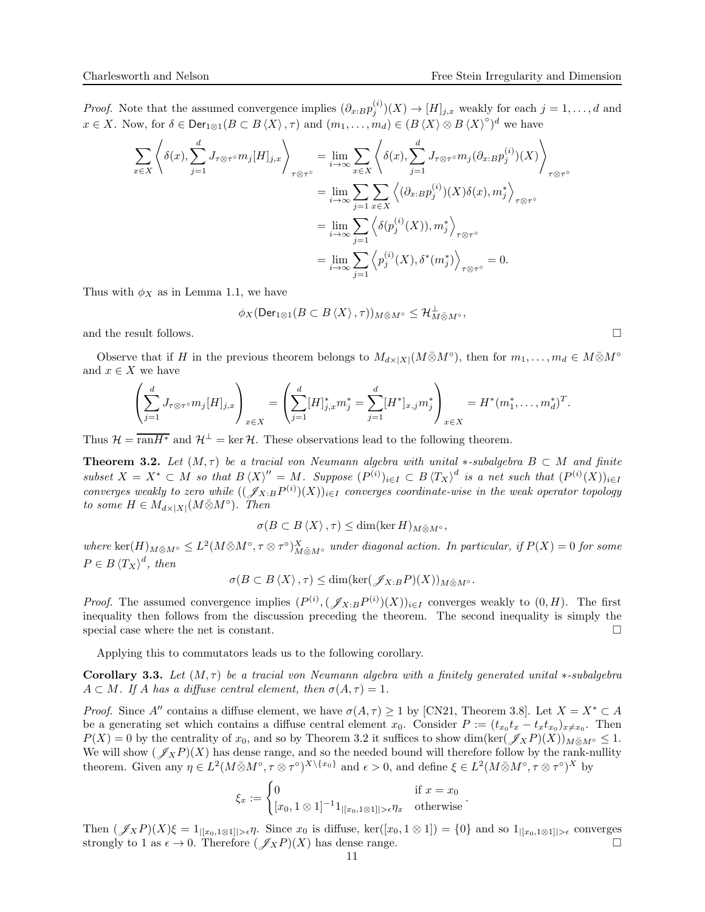*Proof.* Note that the assumed convergence implies $(\partial_{x:B} p_j^{(i)})(X) \to [H]_{j,x}$ weakly for each $j = 1, \ldots, d$ and $x \in X$. Now, for $\delta \in \mathsf{Der}_{1\otimes 1}(B \subset B\langle X \rangle, \tau)$ and $(m_1, \ldots, m_d) \in (B\langle X \rangle \otimes B\langle X \rangle^{\circ})^d$ we have

$$\begin{aligned}
\sum_{x\in X} \left\langle \delta(x), \sum_{j=1}^d J_{\tau\otimes\tau^\circ} m_j [H]_{j,x} \right\rangle_{\tau\otimes\tau^\circ} &= \lim_{i\to\infty} \sum_{x\in X} \left\langle \delta(x), \sum_{j=1}^d J_{\tau\otimes\tau^\circ} m_j (\partial_{x:B} p_j^{(i)})(X) \right\rangle_{\tau\otimes\tau^\circ} \\
&= \lim_{i\to\infty} \sum_{j=1} \sum_{x\in X} \left\langle (\partial_{x:B} p_j^{(i)})(X) \delta(x), m_j^* \right\rangle_{\tau\otimes\tau^\circ} \\
&= \lim_{i\to\infty} \sum_{j=1} \left\langle \delta(p_j^{(i)}(X)), m_j^* \right\rangle_{\tau\otimes\tau^\circ} \\
&= \lim_{i\to\infty} \sum_{j=1} \left\langle p_j^{(i)}(X), \delta^*(m_j^*) \right\rangle_{\tau\otimes\tau^\circ} = 0.
\end{aligned}$$

Thus with $\phi_X$ as in Lemma 1.1, we have

$$\phi_X(\mathsf{Der}_{1\otimes 1}(B \subset B\langle X \rangle, \tau))_{M\bar{\otimes}M^\circ} \leq \mathcal{H}^\perp_{M\bar{\otimes}M^\circ},$$

and the result follows. $\square$

Observe that if $H$ in the previous theorem belongs to $M_{d\times|X|}(M\bar{\otimes}M^\circ)$, then for $m_1, \ldots, m_d \in M\bar{\otimes}M^\circ$ and $x \in X$ we have

$$\left( \sum_{j=1}^d J_{\tau\otimes\tau^\circ} m_j [H]_{j,x} \right)_{x\in X} = \left( \sum_{j=1}^d [H]_{j,x}^* m_j^* = \sum_{j=1}^d [H^*]_{x,j} m_j^* \right)_{x\in X} = H^*(m_1^*, \ldots, m_d^*)^T.$$

Thus $\mathcal{H} = \overline{\mathrm{ran} H^*}$ and $\mathcal{H}^\perp = \ker \mathcal{H}$. These observations lead to the following theorem.

**Theorem 3.2.** *Let $(M, \tau)$ be a tracial von Neumann algebra with unital $*$-subalgebra $B \subset M$ and finite subset $X = X^* \subset M$ so that $B\langle X \rangle'' = M$. Suppose $(P^{(i)})_{i\in I} \subset B\langle T_X \rangle^d$ is a net such that $(P^{(i)}(X))_{i\in I}$ converges weakly to zero while $((\mathscr{J}_{X:B} P^{(i)})(X))_{i\in I}$ converges coordinate-wise in the weak operator topology to some $H \in M_{d\times|X|}(M\bar{\otimes}M^\circ)$. Then*

$$\sigma(B \subset B\langle X \rangle, \tau) \leq \dim(\ker H)_{M\bar{\otimes}M^\circ},$$

*where $\ker(H)_{M\bar{\otimes}M^\circ} \leq L^2(M\bar{\otimes}M^\circ, \tau\otimes\tau^\circ)^X_{M\bar{\otimes}M^\circ}$ under diagonal action. In particular, if $P(X) = 0$ for some $P \in B\langle T_X \rangle^d$, then*

$$\sigma(B \subset B\langle X \rangle, \tau) \leq \dim(\ker(\mathscr{J}_{X:B} P)(X))_{M\bar{\otimes}M^\circ}.$$

*Proof.* The assumed convergence implies $(P^{(i)}, (\mathscr{J}_{X:B} P^{(i)})(X))_{i\in I}$ converges weakly to $(0, H)$. The first inequality then follows from the discussion preceding the theorem. The second inequality is simply the special case where the net is constant. $\square$

Applying this to commutators leads us to the following corollary.

**Corollary 3.3.** *Let $(M, \tau)$ be a tracial von Neumann algebra with a finitely generated unital $*$-subalgebra $A \subset M$. If $A$ has a diffuse central element, then $\sigma(A, \tau) = 1$.*

*Proof.* Since $A''$ contains a diffuse element, we have $\sigma(A, \tau) \geq 1$ by [CN21, Theorem 3.8]. Let $X = X^* \subset A$ be a generating set which contains a diffuse central element $x_0$. Consider $P := (t_{x_0} t_x - t_x t_{x_0})_{x\neq x_0}$. Then $P(X) = 0$ by the centrality of $x_0$, and so by Theorem 3.2 it suffices to show $\dim(\ker(\mathscr{J}_X P)(X))_{M\bar{\otimes}M^\circ} \leq 1$. We will show $(\mathscr{J}_X P)(X)$ has dense range, and so the needed bound will therefore follow by the rank-nullity theorem. Given any $\eta \in L^2(M\bar{\otimes}M^\circ, \tau\otimes\tau^\circ)^{X\setminus\{x_0\}}$ and $\epsilon > 0$, and define $\xi \in L^2(M\bar{\otimes}M^\circ, \tau\otimes\tau^\circ)^X$ by

$$\xi_x := \begin{cases} 0 & \text{if } x = x_0 \\ [x_0, 1\otimes 1]^{-1} 1_{|[x_0,1\otimes 1]|>\epsilon} \eta_x & \text{otherwise} \end{cases}.$$

Then $(\mathscr{J}_X P)(X)\xi = 1_{|[x_0,1\otimes 1]|>\epsilon}\eta$. Since $x_0$ is diffuse, $\ker([x_0, 1\otimes 1]) = \{0\}$ and so $1_{|[x_0,1\otimes 1]|>\epsilon}$ converges strongly to 1 as $\epsilon \to 0$. Therefore $(\mathscr{J}_X P)(X)$ has dense range. $\square$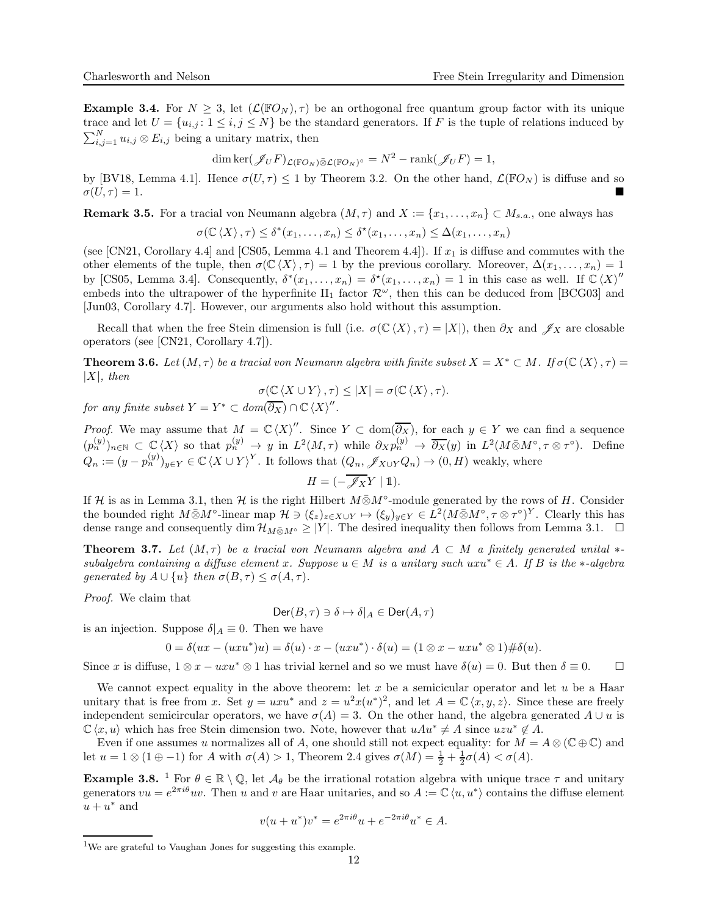**Example 3.4.** For $N \geq 3$, let $(\mathcal{L}(\mathbb{F}O_N), \tau)$ be an orthogonal free quantum group factor with its unique trace and let $U = \{u_{i,j} : 1 \leq i, j \leq N\}$ be the standard generators. If $F$ is the tuple of relations induced by $\sum_{i,j=1}^N u_{i,j} \otimes E_{i,j}$ being a unitary matrix, then

$$\dim \ker(\mathscr{J}_U F)_{\mathcal{L}(\mathbb{F}O_N)\bar{\otimes}\mathcal{L}(\mathbb{F}O_N)^\circ} = N^2 - \operatorname{rank}(\mathscr{J}_U F) = 1,$$

by [BV18, Lemma 4.1]. Hence $\sigma(U, \tau) \leq 1$ by Theorem 3.2. On the other hand, $\mathcal{L}(\mathbb{F}O_N)$ is diffuse and so $\sigma(U, \tau) = 1$. ■

**Remark 3.5.** For a tracial von Neumann algebra $(M, \tau)$ and $X := \{x_1, \ldots, x_n\} \subset M_{s.a.}$, one always has

$$\sigma(\mathbb{C}\langle X\rangle, \tau) \leq \delta^*(x_1, \ldots, x_n) \leq \delta^\star(x_1, \ldots, x_n) \leq \Delta(x_1, \ldots, x_n)$$

(see [CN21, Corollary 4.4] and [CS05, Lemma 4.1 and Theorem 4.4]). If $x_1$ is diffuse and commutes with the other elements of the tuple, then $\sigma(\mathbb{C}\langle X\rangle, \tau) = 1$ by the previous corollary. Moreover, $\Delta(x_1, \ldots, x_n) = 1$ by [CS05, Lemma 3.4]. Consequently, $\delta^*(x_1, \ldots, x_n) = \delta^\star(x_1, \ldots, x_n) = 1$ in this case as well. If $\mathbb{C}\langle X\rangle''$ embeds into the ultrapower of the hyperfinite II$_1$ factor $\mathcal{R}^\omega$, then this can be deduced from [BCG03] and [Jun03, Corollary 4.7]. However, our arguments also hold without this assumption.

Recall that when the free Stein dimension is full (i.e. $\sigma(\mathbb{C}\langle X\rangle, \tau) = |X|$), then $\partial_X$ and $\mathscr{J}_X$ are closable operators (see [CN21, Corollary 4.7]).

**Theorem 3.6.** *Let $(M, \tau)$ be a tracial von Neumann algebra with finite subset $X = X^* \subset M$. If $\sigma(\mathbb{C}\langle X\rangle, \tau) = |X|$, then*

$$\sigma(\mathbb{C}\langle X \cup Y\rangle, \tau) \leq |X| = \sigma(\mathbb{C}\langle X\rangle, \tau).$$

*for any finite subset $Y = Y^* \subset dom(\overline{\partial_X}) \cap \mathbb{C}\langle X\rangle''$.*

*Proof.* We may assume that $M = \mathbb{C}\langle X\rangle''$. Since $Y \subset \operatorname{dom}(\overline{\partial_X})$, for each $y \in Y$ we can find a sequence $(p_n^{(y)})_{n\in\mathbb{N}} \subset \mathbb{C}\langle X\rangle$ so that $p_n^{(y)} \to y$ in $L^2(M, \tau)$ while $\partial_X p_n^{(y)} \to \overline{\partial_X}(y)$ in $L^2(M\bar{\otimes}M^\circ, \tau \otimes \tau^\circ)$. Define $Q_n := (y - p_n^{(y)})_{y\in Y} \in \mathbb{C}\langle X \cup Y\rangle^Y$. It follows that $(Q_n, \mathscr{J}_{X\cup Y} Q_n) \to (0, H)$ weakly, where

$$H = (-\overline{\mathscr{J}_X} Y \mid \mathbb{1}).$$

If $\mathcal{H}$ is as in Lemma 3.1, then $\mathcal{H}$ is the right Hilbert $M\bar{\otimes}M^\circ$-module generated by the rows of $H$. Consider the bounded right $M\bar{\otimes}M^\circ$-linear map $\mathcal{H} \ni (\xi_z)_{z\in X\cup Y} \mapsto (\xi_y)_{y\in Y} \in L^2(M\bar{\otimes}M^\circ, \tau \otimes \tau^\circ)^Y$. Clearly this has dense range and consequently $\dim \mathcal{H}_{M\bar{\otimes}M^\circ} \geq |Y|$. The desired inequality then follows from Lemma 3.1. □

**Theorem 3.7.** *Let $(M, \tau)$ be a tracial von Neumann algebra and $A \subset M$ a finitely generated unital $*$-subalgebra containing a diffuse element $x$. Suppose $u \in M$ is a unitary such $uxu^* \in A$. If $B$ is the $*$-algebra generated by $A \cup \{u\}$ then $\sigma(B, \tau) \leq \sigma(A, \tau)$.*

*Proof.* We claim that

$$\mathsf{Der}(B, \tau) \ni \delta \mapsto \delta|_A \in \mathsf{Der}(A, \tau)$$

is an injection. Suppose $\delta|_A \equiv 0$. Then we have

$$0 = \delta(ux - (uxu^*)u) = \delta(u) \cdot x - (uxu^*) \cdot \delta(u) = (1 \otimes x - uxu^* \otimes 1)\#\delta(u).$$

Since $x$ is diffuse, $1 \otimes x - uxu^* \otimes 1$ has trivial kernel and so we must have $\delta(u) = 0$. But then $\delta \equiv 0$. □

We cannot expect equality in the above theorem: let $x$ be a semicircular operator and let $u$ be a Haar unitary that is free from $x$. Set $y = uxu^*$ and $z = u^2x(u^*)^2$, and let $A = \mathbb{C}\langle x, y, z\rangle$. Since these are freely independent semicircular operators, we have $\sigma(A) = 3$. On the other hand, the algebra generated $A \cup u$ is $\mathbb{C}\langle x, u\rangle$ which has free Stein dimension two. Note, however that $uAu^* \neq A$ since $uzu^* \notin A$.

Even if one assumes $u$ normalizes all of $A$, one should still not expect equality: for $M = A \otimes (\mathbb{C} \oplus \mathbb{C})$ and let $u = 1 \otimes (1 \oplus -1)$ for $A$ with $\sigma(A) > 1$, Theorem 2.4 gives $\sigma(M) = \frac{1}{2} + \frac{1}{2}\sigma(A) < \sigma(A)$.

**Example 3.8.** [1] For $\theta \in \mathbb{R} \setminus \mathbb{Q}$, let $\mathcal{A}_\theta$ be the irrational rotation algebra with unique trace $\tau$ and unitary generators $vu = e^{2\pi i\theta}uv$. Then $u$ and $v$ are Haar unitaries, and so $A := \mathbb{C}\langle u, u^*\rangle$ contains the diffuse element $u + u^*$ and

$$v(u + u^*)v^* = e^{2\pi i\theta}u + e^{-2\pi i\theta}u^* \in A.$$

[1] We are grateful to Vaughan Jones for suggesting this example.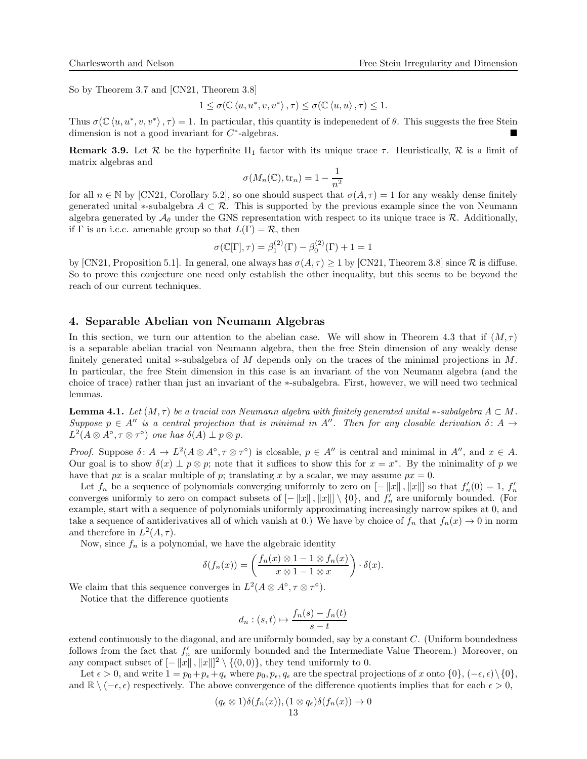So by Theorem 3.7 and [CN21, Theorem 3.8]

$$1 \le \sigma(\mathbb{C}\langle u, u^*, v, v^* \rangle, \tau) \le \sigma(\mathbb{C}\langle u, u \rangle, \tau) \le 1.$$

Thus $\sigma(\mathbb{C}\langle u, u^*, v, v^*\rangle, \tau) = 1$. In particular, this quantity is indepenedent of $\theta$. This suggests the free Stein dimension is not a good invariant for $C^*$-algebras. ■

**Remark 3.9.** Let $\mathcal{R}$ be the hyperfinite II$_1$ factor with its unique trace $\tau$. Heuristically, $\mathcal{R}$ is a limit of matrix algebras and

$$\sigma(M_n(\mathbb{C}), \mathrm{tr}_n) = 1 - \frac{1}{n^2}$$

for all $n \in \mathbb{N}$ by [CN21, Corollary 5.2], so one should suspect that $\sigma(A, \tau) = 1$ for any weakly dense finitely generated unital $*$-subalgebra $A \subset \mathcal{R}$. This is supported by the previous example since the von Neumann algebra generated by $\mathcal{A}_\theta$ under the GNS representation with respect to its unique trace is $\mathcal{R}$. Additionally, if $\Gamma$ is an i.c.c. amenable group so that $L(\Gamma) = \mathcal{R}$, then

$$\sigma(\mathbb{C}[\Gamma], \tau) = \beta_1^{(2)}(\Gamma) - \beta_0^{(2)}(\Gamma) + 1 = 1$$

by [CN21, Proposition 5.1]. In general, one always has $\sigma(A, \tau) \ge 1$ by [CN21, Theorem 3.8] since $\mathcal{R}$ is diffuse. So to prove this conjecture one need only establish the other inequality, but this seems to be beyond the reach of our current techniques.

## 4. Separable Abelian von Neumann Algebras

In this section, we turn our attention to the abelian case. We will show in Theorem 4.3 that if $(M, \tau)$ is a separable abelian tracial von Neumann algebra, then the free Stein dimension of any weakly dense finitely generated unital $*$-subalgebra of $M$ depends only on the traces of the minimal projections in $M$. In particular, the free Stein dimension in this case is an invariant of the von Neumann algebra (and the choice of trace) rather than just an invariant of the $*$-subalgebra. First, however, we will need two technical lemmas.

**Lemma 4.1.** *Let $(M, \tau)$ be a tracial von Neumann algebra with finitely generated unital $*$-subalgebra $A \subset M$. Suppose $p \in A''$ is a central projection that is minimal in $A''$. Then for any closable derivation $\delta \colon A \to L^2(A \otimes A^\circ, \tau \otimes \tau^\circ)$ one has $\delta(A) \perp p \otimes p$.*

*Proof.* Suppose $\delta \colon A \to L^2(A \otimes A^\circ, \tau \otimes \tau^\circ)$ is closable, $p \in A''$ is central and minimal in $A''$, and $x \in A$. Our goal is to show $\delta(x) \perp p \otimes p$; note that it suffices to show this for $x = x^*$. By the minimality of $p$ we have that $px$ is a scalar multiple of $p$; translating $x$ by a scalar, we may assume $px = 0$.

Let $f_n$ be a sequence of polynomials converging uniformly to zero on $[-\|x\|, \|x\|]$ so that $f_n'(0) = 1$, $f_n'$ converges uniformly to zero on compact subsets of $[-\|x\|, \|x\|] \setminus \{0\}$, and $f_n'$ are uniformly bounded. (For example, start with a sequence of polynomials uniformly approximating increasingly narrow spikes at 0, and take a sequence of antiderivatives all of which vanish at 0.) We have by choice of $f_n$ that $f_n(x) \to 0$ in norm and therefore in $L^2(A, \tau)$.

Now, since $f_n$ is a polynomial, we have the algebraic identity

$$\delta(f_n(x)) = \left( \frac{f_n(x) \otimes 1 - 1 \otimes f_n(x)}{x \otimes 1 - 1 \otimes x} \right) \cdot \delta(x).$$

We claim that this sequence converges in $L^2(A \otimes A^\circ, \tau \otimes \tau^\circ)$.

Notice that the difference quotients

$$d_n : (s, t) \mapsto \frac{f_n(s) - f_n(t)}{s - t}$$

extend continuously to the diagonal, and are uniformly bounded, say by a constant $C$. (Uniform boundedness follows from the fact that $f_n'$ are uniformly bounded and the Intermediate Value Theorem.) Moreover, on any compact subset of $[-\|x\|, \|x\|]^2 \setminus \{(0, 0)\}$, they tend uniformly to 0.

Let $\epsilon > 0$, and write $1 = p_0 + p_\epsilon + q_\epsilon$ where $p_0, p_\epsilon, q_\epsilon$ are the spectral projections of $x$ onto $\{0\}$, $(-\epsilon, \epsilon) \setminus \{0\}$, and $\mathbb{R} \setminus (-\epsilon, \epsilon)$ respectively. The above convergence of the difference quotients implies that for each $\epsilon > 0$,

$$(q_\epsilon \otimes 1)\delta(f_n(x)), (1 \otimes q_\epsilon)\delta(f_n(x)) \to 0$$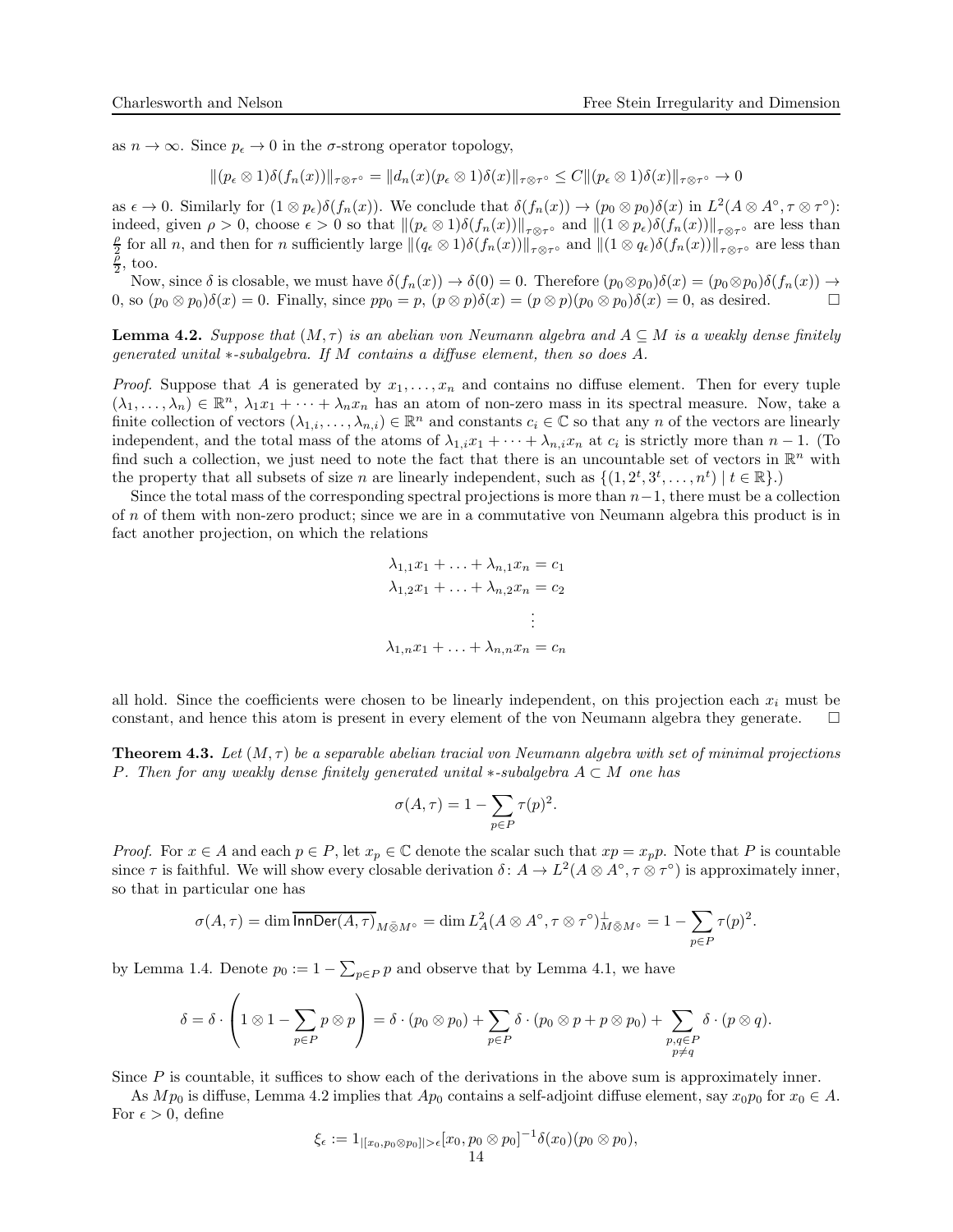as $n \to \infty$. Since $p_\epsilon \to 0$ in the $\sigma$-strong operator topology,

$$\|(p_\epsilon \otimes 1)\delta(f_n(x))\|_{\tau\otimes\tau^\circ} = \|d_n(x)(p_\epsilon \otimes 1)\delta(x)\|_{\tau\otimes\tau^\circ} \leq C\|(p_\epsilon \otimes 1)\delta(x)\|_{\tau\otimes\tau^\circ} \to 0$$

as $\epsilon \to 0$. Similarly for $(1 \otimes p_\epsilon)\delta(f_n(x))$. We conclude that $\delta(f_n(x)) \to (p_0 \otimes p_0)\delta(x)$ in $L^2(A \otimes A^\circ, \tau \otimes \tau^\circ)$: indeed, given $\rho > 0$, choose $\epsilon > 0$ so that $\|(p_\epsilon \otimes 1)\delta(f_n(x))\|_{\tau\otimes\tau^\circ}$ and $\|(1 \otimes p_\epsilon)\delta(f_n(x))\|_{\tau\otimes\tau^\circ}$ are less than $\frac{\rho}{2}$ for all $n$, and then for $n$ sufficiently large $\|(q_\epsilon \otimes 1)\delta(f_n(x))\|_{\tau\otimes\tau^\circ}$ and $\|(1 \otimes q_\epsilon)\delta(f_n(x))\|_{\tau\otimes\tau^\circ}$ are less than $\frac{\rho}{2}$, too.

Now, since $\delta$ is closable, we must have $\delta(f_n(x)) \to \delta(0) = 0$. Therefore $(p_0 \otimes p_0)\delta(x) = (p_0 \otimes p_0)\delta(f_n(x)) \to 0$, so $(p_0 \otimes p_0)\delta(x) = 0$. Finally, since $pp_0 = p$, $(p \otimes p)\delta(x) = (p \otimes p)(p_0 \otimes p_0)\delta(x) = 0$, as desired. $\square$

**Lemma 4.2.** *Suppose that $(M, \tau)$ is an abelian von Neumann algebra and $A \subseteq M$ is a weakly dense finitely generated unital $*$-subalgebra. If $M$ contains a diffuse element, then so does $A$.*

*Proof.* Suppose that $A$ is generated by $x_1, \ldots, x_n$ and contains no diffuse element. Then for every tuple $(\lambda_1, \ldots, \lambda_n) \in \mathbb{R}^n$, $\lambda_1 x_1 + \cdots + \lambda_n x_n$ has an atom of non-zero mass in its spectral measure. Now, take a finite collection of vectors $(\lambda_{1,i}, \ldots, \lambda_{n,i}) \in \mathbb{R}^n$ and constants $c_i \in \mathbb{C}$ so that any $n$ of the vectors are linearly independent, and the total mass of the atoms of $\lambda_{1,i}x_1 + \cdots + \lambda_{n,i}x_n$ at $c_i$ is strictly more than $n-1$. (To find such a collection, we just need to note the fact that there is an uncountable set of vectors in $\mathbb{R}^n$ with the property that all subsets of size $n$ are linearly independent, such as $\{(1, 2^t, 3^t, \ldots, n^t) \mid t \in \mathbb{R}\}$.)

Since the total mass of the corresponding spectral projections is more than $n-1$, there must be a collection of $n$ of them with non-zero product; since we are in a commutative von Neumann algebra this product is in fact another projection, on which the relations

$$\begin{aligned}
\lambda_{1,1}x_1 + \ldots + \lambda_{n,1}x_n &= c_1 \\
\lambda_{1,2}x_1 + \ldots + \lambda_{n,2}x_n &= c_2 \\
&\vdots \\
\lambda_{1,n}x_1 + \ldots + \lambda_{n,n}x_n &= c_n
\end{aligned}$$

all hold. Since the coefficients were chosen to be linearly independent, on this projection each $x_i$ must be constant, and hence this atom is present in every element of the von Neumann algebra they generate. $\square$

**Theorem 4.3.** *Let $(M, \tau)$ be a separable abelian tracial von Neumann algebra with set of minimal projections $P$. Then for any weakly dense finitely generated unital $*$-subalgebra $A \subset M$ one has*

$$\sigma(A, \tau) = 1 - \sum_{p \in P} \tau(p)^2.$$

*Proof.* For $x \in A$ and each $p \in P$, let $x_p \in \mathbb{C}$ denote the scalar such that $xp = x_p p$. Note that $P$ is countable since $\tau$ is faithful. We will show every closable derivation $\delta\colon A \to L^2(A \otimes A^\circ, \tau \otimes \tau^\circ)$ is approximately inner, so that in particular one has

$$\sigma(A, \tau) = \dim \overline{\mathsf{InnDer}(A, \tau)}_{M\bar{\otimes}M^\circ} = \dim L^2_A(A \otimes A^\circ, \tau \otimes \tau^\circ)^\perp_{M\bar{\otimes}M^\circ} = 1 - \sum_{p \in P} \tau(p)^2.$$

by Lemma 1.4. Denote $p_0 := 1 - \sum_{p \in P} p$ and observe that by Lemma 4.1, we have

$$\delta = \delta \cdot \left(1 \otimes 1 - \sum_{p \in P} p \otimes p\right) = \delta \cdot (p_0 \otimes p_0) + \sum_{p \in P} \delta \cdot (p_0 \otimes p + p \otimes p_0) + \sum_{\substack{p,q \in P \\ p \neq q}} \delta \cdot (p \otimes q).$$

Since $P$ is countable, it suffices to show each of the derivations in the above sum is approximately inner.

As $Mp_0$ is diffuse, Lemma 4.2 implies that $Ap_0$ contains a self-adjoint diffuse element, say $x_0 p_0$ for $x_0 \in A$. For $\epsilon > 0$, define

$$\xi_\epsilon := 1_{|[x_0, p_0 \otimes p_0]| > \epsilon}[x_0, p_0 \otimes p_0]^{-1}\delta(x_0)(p_0 \otimes p_0),$$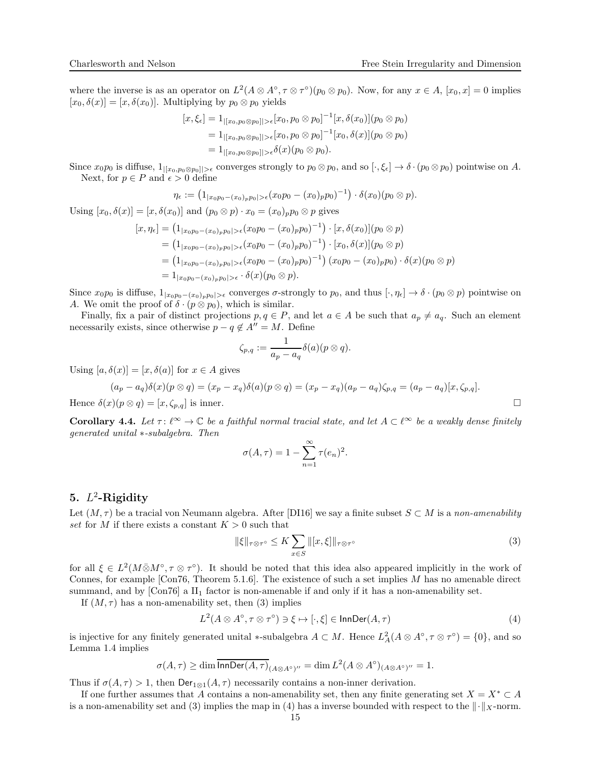where the inverse is as an operator on $L^2(A \otimes A^\circ, \tau \otimes \tau^\circ)(p_0 \otimes p_0)$. Now, for any $x \in A$, $[x_0, x] = 0$ implies $[x_0, \delta(x)] = [x, \delta(x_0)]$. Multiplying by $p_0 \otimes p_0$ yields

$$
\begin{aligned}
[x, \xi_\epsilon] &= 1_{|[x_0, p_0 \otimes p_0]| > \epsilon}[x_0, p_0 \otimes p_0]^{-1}[x, \delta(x_0)](p_0 \otimes p_0) \\
&= 1_{|[x_0, p_0 \otimes p_0]| > \epsilon}[x_0, p_0 \otimes p_0]^{-1}[x_0, \delta(x)](p_0 \otimes p_0) \\
&= 1_{|[x_0, p_0 \otimes p_0]| > \epsilon}\delta(x)(p_0 \otimes p_0).
\end{aligned}
$$

Since $x_0 p_0$ is diffuse, $1_{|[x_0, p_0 \otimes p_0]| > \epsilon}$ converges strongly to $p_0 \otimes p_0$, and so $[\cdot, \xi_\epsilon] \to \delta \cdot (p_0 \otimes p_0)$ pointwise on $A$.

Next, for $p \in P$ and $\epsilon > 0$ define

$$
\eta_\epsilon := \left(1_{|x_0 p_0 - (x_0)_p p_0| > \epsilon}(x_0 p_0 - (x_0)_p p_0)^{-1}\right) \cdot \delta(x_0)(p_0 \otimes p).
$$

Using $[x_0, \delta(x)] = [x, \delta(x_0)]$ and $(p_0 \otimes p) \cdot x_0 = (x_0)_p p_0 \otimes p$ gives

$$
\begin{aligned}
[x, \eta_\epsilon] &= \left(1_{|x_0 p_0 - (x_0)_p p_0| > \epsilon}(x_0 p_0 - (x_0)_p p_0)^{-1}\right) \cdot [x, \delta(x_0)](p_0 \otimes p) \\
&= \left(1_{|x_0 p_0 - (x_0)_p p_0| > \epsilon}(x_0 p_0 - (x_0)_p p_0)^{-1}\right) \cdot [x_0, \delta(x)](p_0 \otimes p) \\
&= \left(1_{|x_0 p_0 - (x_0)_p p_0| > \epsilon}(x_0 p_0 - (x_0)_p p_0)^{-1}\right)(x_0 p_0 - (x_0)_p p_0) \cdot \delta(x)(p_0 \otimes p) \\
&= 1_{|x_0 p_0 - (x_0)_p p_0| > \epsilon} \cdot \delta(x)(p_0 \otimes p).
\end{aligned}
$$

Since $x_0 p_0$ is diffuse, $1_{|x_0 p_0 - (x_0)_p p_0| > \epsilon}$ converges $\sigma$-strongly to $p_0$, and thus $[\cdot, \eta_\epsilon] \to \delta \cdot (p_0 \otimes p)$ pointwise on $A$. We omit the proof of $\delta \cdot (p \otimes p_0)$, which is similar.

Finally, fix a pair of distinct projections $p, q \in P$, and let $a \in A$ be such that $a_p \neq a_q$. Such an element necessarily exists, since otherwise $p - q \notin A'' = M$. Define

$$
\zeta_{p,q} := \frac{1}{a_p - a_q}\delta(a)(p \otimes q).
$$

Using $[a, \delta(x)] = [x, \delta(a)]$ for $x \in A$ gives

$$
(a_p - a_q)\delta(x)(p \otimes q) = (x_p - x_q)\delta(a)(p \otimes q) = (x_p - x_q)(a_p - a_q)\zeta_{p,q} = (a_p - a_q)[x, \zeta_{p,q}].
$$

Hence $\delta(x)(p \otimes q) = [x, \zeta_{p,q}]$ is inner. $\square$

**Corollary 4.4.** *Let $\tau \colon \ell^\infty \to \mathbb{C}$ be a faithful normal tracial state, and let $A \subset \ell^\infty$ be a weakly dense finitely generated unital $*$-subalgebra. Then*

$$
\sigma(A, \tau) = 1 - \sum_{n=1}^{\infty} \tau(e_n)^2.
$$

## 5. $L^2$-Rigidity

Let $(M, \tau)$ be a tracial von Neumann algebra. After [DI16] we say a finite subset $S \subset M$ is a *non-amenability set* for $M$ if there exists a constant $K > 0$ such that

$$
\|\xi\|_{\tau \otimes \tau^\circ} \leq K \sum_{x \in S} \|[x, \xi]\|_{\tau \otimes \tau^\circ} \tag{3}
$$

for all $\xi \in L^2(M \bar{\otimes} M^\circ, \tau \otimes \tau^\circ)$. It should be noted that this idea also appeared implicitly in the work of Connes, for example [Con76, Theorem 5.1.6]. The existence of such a set implies $M$ has no amenable direct summand, and by [Con76] a $\mathrm{II}_1$ factor is non-amenable if and only if it has a non-amenability set.

If $(M, \tau)$ has a non-amenability set, then (3) implies

$$
L^2(A \otimes A^\circ, \tau \otimes \tau^\circ) \ni \xi \mapsto [\cdot, \xi] \in \mathsf{InnDer}(A, \tau) \tag{4}
$$

is injective for any finitely generated unital $*$-subalgebra $A \subset M$. Hence $L^2_A(A \otimes A^\circ, \tau \otimes \tau^\circ) = \{0\}$, and so Lemma 1.4 implies

$$
\sigma(A, \tau) \geq \dim \overline{\mathsf{InnDer}(A, \tau)}_{(A \otimes A^\circ)''} = \dim L^2(A \otimes A^\circ)_{(A \otimes A^\circ)''} = 1.
$$

Thus if $\sigma(A, \tau) > 1$, then $\mathsf{Der}_{1 \otimes 1}(A, \tau)$ necessarily contains a non-inner derivation.

If one further assumes that $A$ contains a non-amenability set, then any finite generating set $X = X^* \subset A$ is a non-amenability set and (3) implies the map in (4) has a inverse bounded with respect to the $\|\cdot\|_X$-norm.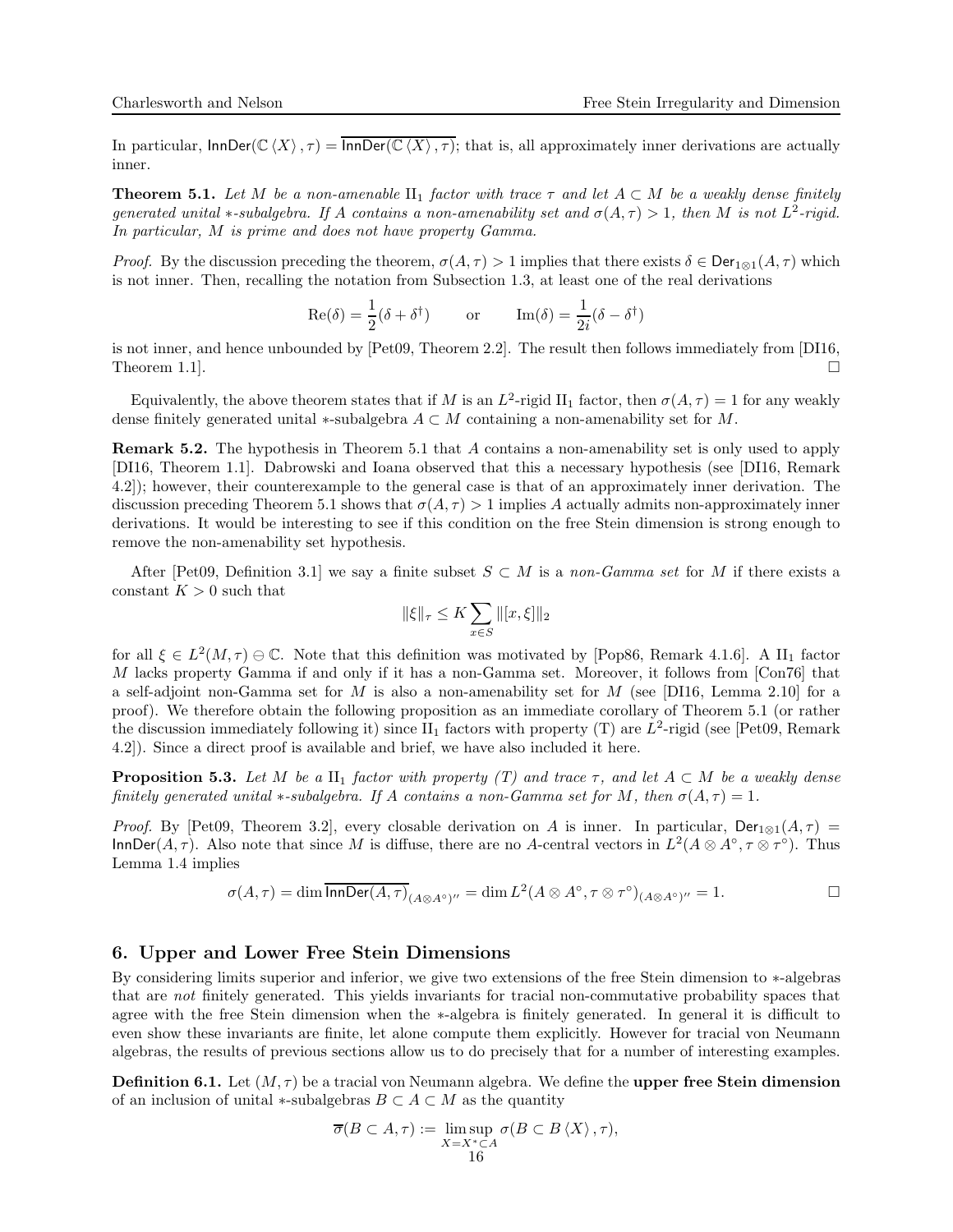In particular, $\mathsf{InnDer}(\mathbb{C}\langle X\rangle, \tau) = \overline{\mathsf{InnDer}(\mathbb{C}\langle X\rangle, \tau)}$; that is, all approximately inner derivations are actually inner.

**Theorem 5.1.** *Let $M$ be a non-amenable $\mathrm{II}_1$ factor with trace $\tau$ and let $A \subset M$ be a weakly dense finitely generated unital $*$-subalgebra. If $A$ contains a non-amenability set and $\sigma(A,\tau) > 1$, then $M$ is not $L^2$-rigid. In particular, $M$ is prime and does not have property Gamma.*

*Proof.* By the discussion preceding the theorem, $\sigma(A,\tau) > 1$ implies that there exists $\delta \in \mathsf{Der}_{1\otimes 1}(A,\tau)$ which is not inner. Then, recalling the notation from Subsection 1.3, at least one of the real derivations

$$\mathrm{Re}(\delta) = \frac{1}{2}(\delta + \delta^\dagger) \qquad \text{or} \qquad \mathrm{Im}(\delta) = \frac{1}{2i}(\delta - \delta^\dagger)$$

is not inner, and hence unbounded by [Pet09, Theorem 2.2]. The result then follows immediately from [DI16, Theorem 1.1]. $\square$

Equivalently, the above theorem states that if $M$ is an $L^2$-rigid $\mathrm{II}_1$ factor, then $\sigma(A,\tau) = 1$ for any weakly dense finitely generated unital $*$-subalgebra $A \subset M$ containing a non-amenability set for $M$.

**Remark 5.2.** The hypothesis in Theorem 5.1 that $A$ contains a non-amenability set is only used to apply [DI16, Theorem 1.1]. Dabrowski and Ioana observed that this a necessary hypothesis (see [DI16, Remark 4.2]); however, their counterexample to the general case is that of an approximately inner derivation. The discussion preceding Theorem 5.1 shows that $\sigma(A,\tau) > 1$ implies $A$ actually admits non-approximately inner derivations. It would be interesting to see if this condition on the free Stein dimension is strong enough to remove the non-amenability set hypothesis.

After [Pet09, Definition 3.1] we say a finite subset $S \subset M$ is a *non-Gamma set* for $M$ if there exists a constant $K > 0$ such that

$$\|\xi\|_\tau \leq K \sum_{x\in S} \|[x,\xi]\|_2$$

for all $\xi \in L^2(M,\tau) \ominus \mathbb{C}$. Note that this definition was motivated by [Pop86, Remark 4.1.6]. A $\mathrm{II}_1$ factor $M$ lacks property Gamma if and only if it has a non-Gamma set. Moreover, it follows from [Con76] that a self-adjoint non-Gamma set for $M$ is also a non-amenability set for $M$ (see [DI16, Lemma 2.10] for a proof). We therefore obtain the following proposition as an immediate corollary of Theorem 5.1 (or rather the discussion immediately following it) since $\mathrm{II}_1$ factors with property (T) are $L^2$-rigid (see [Pet09, Remark 4.2]). Since a direct proof is available and brief, we have also included it here.

**Proposition 5.3.** *Let $M$ be a $\mathrm{II}_1$ factor with property (T) and trace $\tau$, and let $A \subset M$ be a weakly dense finitely generated unital $*$-subalgebra. If $A$ contains a non-Gamma set for $M$, then $\sigma(A,\tau) = 1$.*

*Proof.* By [Pet09, Theorem 3.2], every closable derivation on $A$ is inner. In particular, $\mathsf{Der}_{1\otimes 1}(A,\tau) = \mathsf{InnDer}(A,\tau)$. Also note that since $M$ is diffuse, there are no $A$-central vectors in $L^2(A \otimes A^\circ, \tau \otimes \tau^\circ)$. Thus Lemma 1.4 implies

$$\sigma(A,\tau) = \dim \overline{\mathsf{InnDer}(A,\tau)}_{(A\otimes A^\circ)''} = \dim L^2(A\otimes A^\circ, \tau\otimes\tau^\circ)_{(A\otimes A^\circ)''} = 1. \qquad \square$$

## 6. Upper and Lower Free Stein Dimensions

By considering limits superior and inferior, we give two extensions of the free Stein dimension to $*$-algebras that are *not* finitely generated. This yields invariants for tracial non-commutative probability spaces that agree with the free Stein dimension when the $*$-algebra is finitely generated. In general it is difficult to even show these invariants are finite, let alone compute them explicitly. However for tracial von Neumann algebras, the results of previous sections allow us to do precisely that for a number of interesting examples.

**Definition 6.1.** Let $(M,\tau)$ be a tracial von Neumann algebra. We define the **upper free Stein dimension** of an inclusion of unital $*$-subalgebras $B \subset A \subset M$ as the quantity

$$\overline{\sigma}(B \subset A, \tau) := \limsup_{X = X^* \subset A} \sigma(B \subset B\langle X\rangle, \tau),$$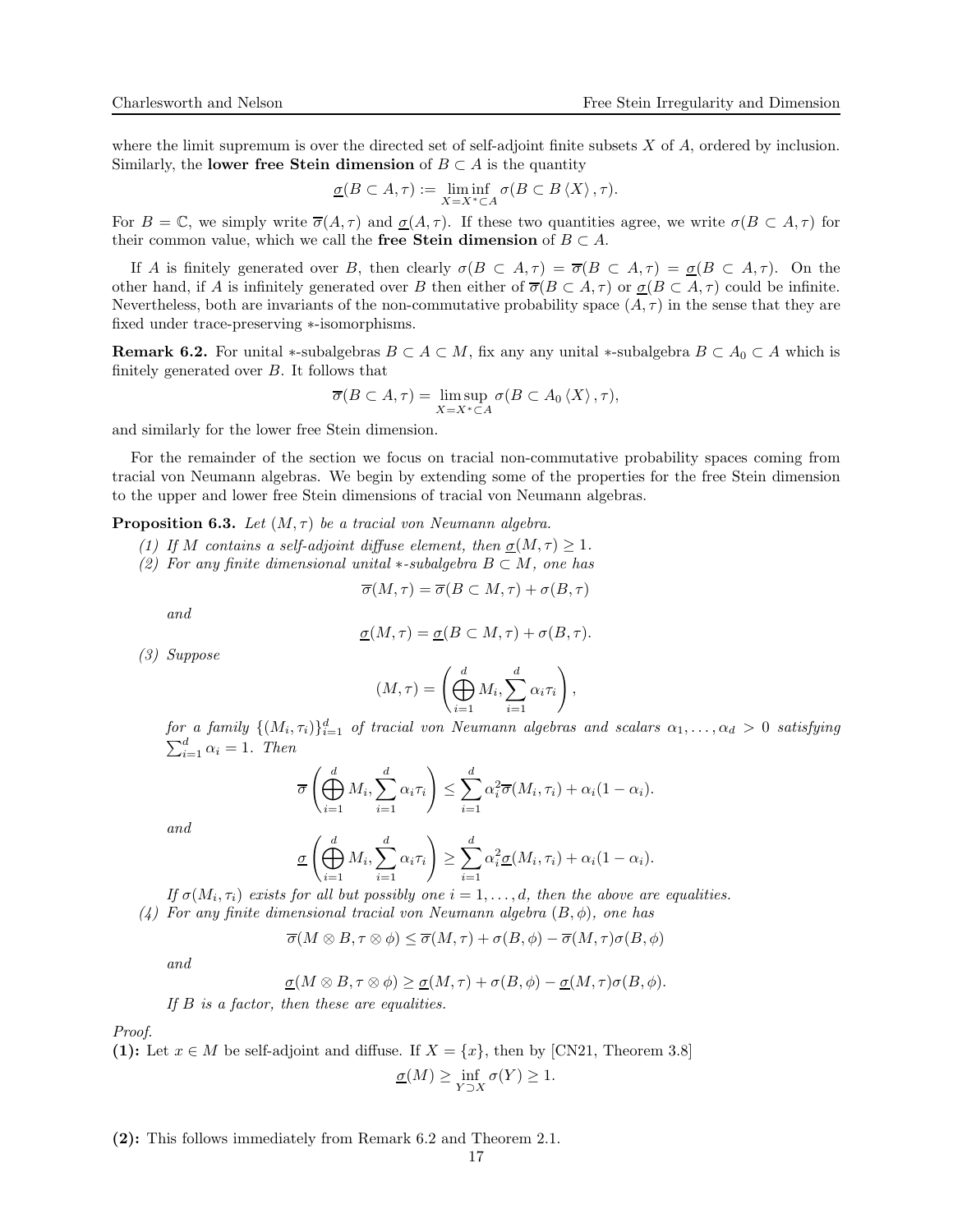where the limit supremum is over the directed set of self-adjoint finite subsets $X$ of $A$, ordered by inclusion. Similarly, the **lower free Stein dimension** of $B \subset A$ is the quantity

$$\underline{\sigma}(B \subset A, \tau) := \liminf_{X = X^* \subset A} \sigma(B \subset B\langle X\rangle, \tau).$$

For $B = \mathbb{C}$, we simply write $\overline{\sigma}(A, \tau)$ and $\underline{\sigma}(A, \tau)$. If these two quantities agree, we write $\sigma(B \subset A, \tau)$ for their common value, which we call the **free Stein dimension** of $B \subset A$.

If $A$ is finitely generated over $B$, then clearly $\sigma(B \subset A, \tau) = \overline{\sigma}(B \subset A, \tau) = \underline{\sigma}(B \subset A, \tau)$. On the other hand, if $A$ is infinitely generated over $B$ then either of $\overline{\sigma}(B \subset A, \tau)$ or $\underline{\sigma}(B \subset A, \tau)$ could be infinite. Nevertheless, both are invariants of the non-commutative probability space $(A, \tau)$ in the sense that they are fixed under trace-preserving $*$-isomorphisms.

**Remark 6.2.** For unital $*$-subalgebras $B \subset A \subset M$, fix any any unital $*$-subalgebra $B \subset A_0 \subset A$ which is finitely generated over $B$. It follows that

$$\overline{\sigma}(B \subset A, \tau) = \limsup_{X = X^* \subset A} \sigma(B \subset A_0\langle X\rangle, \tau),$$

and similarly for the lower free Stein dimension.

For the remainder of the section we focus on tracial non-commutative probability spaces coming from tracial von Neumann algebras. We begin by extending some of the properties for the free Stein dimension to the upper and lower free Stein dimensions of tracial von Neumann algebras.

**Proposition 6.3.** *Let $(M, \tau)$ be a tracial von Neumann algebra.*

*(1) If $M$ contains a self-adjoint diffuse element, then $\underline{\sigma}(M, \tau) \geq 1$.*

*(2) For any finite dimensional unital $*$-subalgebra $B \subset M$, one has*

$$\overline{\sigma}(M, \tau) = \overline{\sigma}(B \subset M, \tau) + \sigma(B, \tau)$$

*and*

$$\underline{\sigma}(M, \tau) = \underline{\sigma}(B \subset M, \tau) + \sigma(B, \tau).$$

*(3) Suppose*

$$(M, \tau) = \left(\bigoplus_{i=1}^{d} M_i, \sum_{i=1}^{d} \alpha_i \tau_i\right),$$

*for a family $\{(M_i, \tau_i)\}_{i=1}^{d}$ of tracial von Neumann algebras and scalars $\alpha_1, \ldots, \alpha_d > 0$ satisfying $\sum_{i=1}^{d} \alpha_i = 1$. Then*

$$\overline{\sigma}\left(\bigoplus_{i=1}^{d} M_i, \sum_{i=1}^{d} \alpha_i \tau_i\right) \leq \sum_{i=1}^{d} \alpha_i^2 \overline{\sigma}(M_i, \tau_i) + \alpha_i(1 - \alpha_i).$$

*and*

$$\underline{\sigma}\left(\bigoplus_{i=1}^{d} M_i, \sum_{i=1}^{d} \alpha_i \tau_i\right) \geq \sum_{i=1}^{d} \alpha_i^2 \underline{\sigma}(M_i, \tau_i) + \alpha_i(1 - \alpha_i).$$

*If $\sigma(M_i, \tau_i)$ exists for all but possibly one $i = 1, \ldots, d$, then the above are equalities.*

*(4) For any finite dimensional tracial von Neumann algebra $(B, \phi)$, one has*

$$\overline{\sigma}(M \otimes B, \tau \otimes \phi) \leq \overline{\sigma}(M, \tau) + \sigma(B, \phi) - \overline{\sigma}(M, \tau)\sigma(B, \phi)$$

*and*

$$\underline{\sigma}(M \otimes B, \tau \otimes \phi) \geq \underline{\sigma}(M, \tau) + \sigma(B, \phi) - \underline{\sigma}(M, \tau)\sigma(B, \phi).$$

*If $B$ is a factor, then these are equalities.*

*Proof.*

**(1):** Let $x \in M$ be self-adjoint and diffuse. If $X = \{x\}$, then by [CN21, Theorem 3.8]

$$\underline{\sigma}(M) \geq \inf_{Y \supset X} \sigma(Y) \geq 1.$$

**(2):** This follows immediately from Remark 6.2 and Theorem 2.1.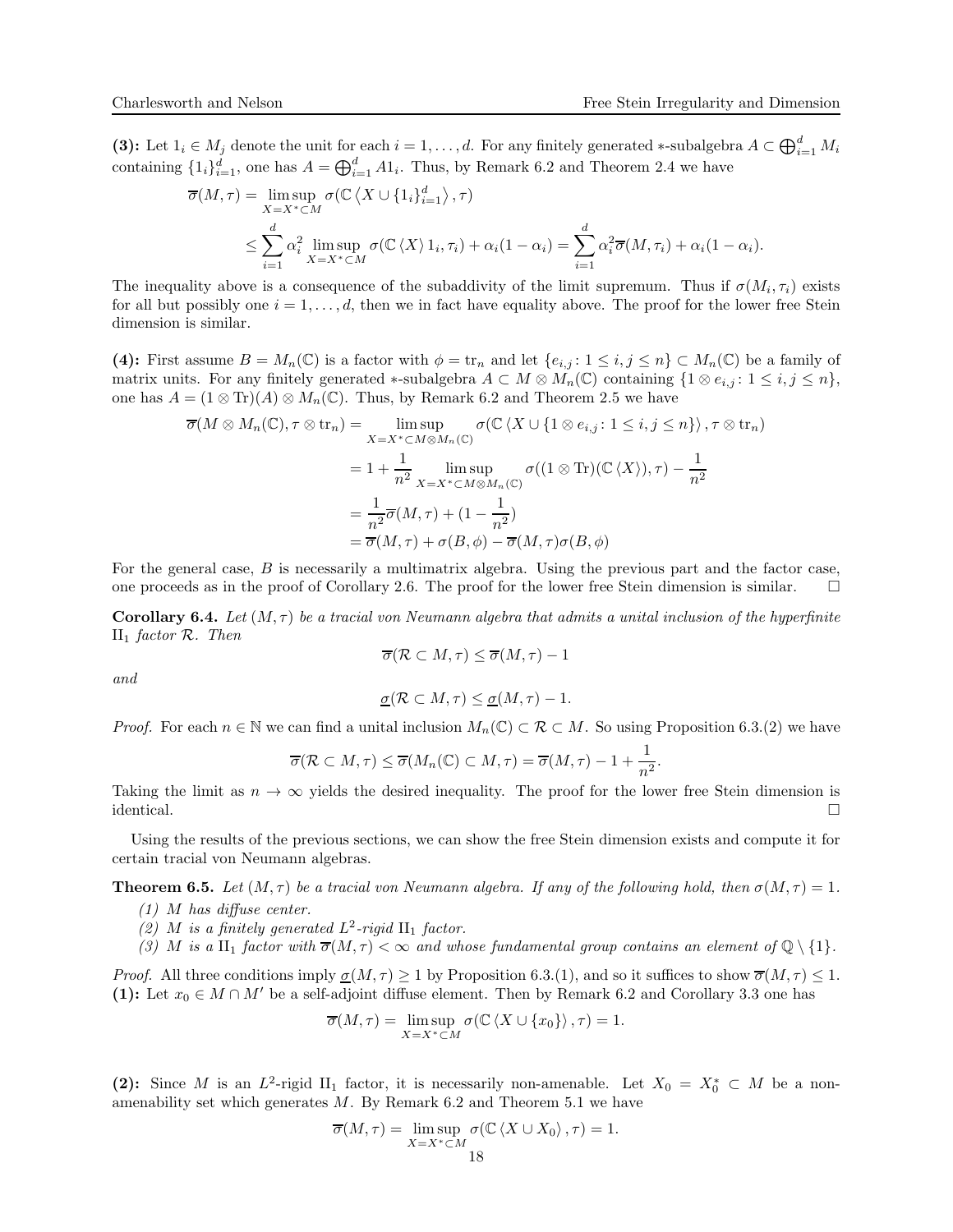**(3):** Let $1_i \in M_j$ denote the unit for each $i = 1, \ldots, d$. For any finitely generated $*$-subalgebra $A \subset \bigoplus_{i=1}^d M_i$ containing $\{1_i\}_{i=1}^d$, one has $A = \bigoplus_{i=1}^d A1_i$. Thus, by Remark 6.2 and Theorem 2.4 we have

$$\begin{aligned}
\overline{\sigma}(M,\tau) &= \limsup_{X=X^*\subset M} \sigma(\mathbb{C}\left\langle X \cup \{1_i\}_{i=1}^d \right\rangle, \tau) \\
&\leq \sum_{i=1}^d \alpha_i^2 \limsup_{X=X^*\subset M} \sigma(\mathbb{C}\left\langle X \right\rangle 1_i, \tau_i) + \alpha_i(1-\alpha_i) = \sum_{i=1}^d \alpha_i^2 \overline{\sigma}(M, \tau_i) + \alpha_i(1-\alpha_i).
\end{aligned}$$

The inequality above is a consequence of the subaddivity of the limit supremum. Thus if $\sigma(M_i, \tau_i)$ exists for all but possibly one $i = 1, \ldots, d$, then we in fact have equality above. The proof for the lower free Stein dimension is similar.

**(4):** First assume $B = M_n(\mathbb{C})$ is a factor with $\phi = \mathrm{tr}_n$ and let $\{e_{i,j} : 1 \leq i, j \leq n\} \subset M_n(\mathbb{C})$ be a family of matrix units. For any finitely generated $*$-subalgebra $A \subset M \otimes M_n(\mathbb{C})$ containing $\{1 \otimes e_{i,j} : 1 \leq i, j \leq n\}$, one has $A = (1 \otimes \mathrm{Tr})(A) \otimes M_n(\mathbb{C})$. Thus, by Remark 6.2 and Theorem 2.5 we have

$$\begin{aligned}
\overline{\sigma}(M \otimes M_n(\mathbb{C}), \tau \otimes \mathrm{tr}_n) &= \limsup_{X=X^*\subset M\otimes M_n(\mathbb{C})} \sigma(\mathbb{C}\left\langle X \cup \{1 \otimes e_{i,j} : 1 \leq i, j \leq n\} \right\rangle, \tau \otimes \mathrm{tr}_n) \\
&= 1 + \frac{1}{n^2} \limsup_{X=X^*\subset M\otimes M_n(\mathbb{C})} \sigma((1 \otimes \mathrm{Tr})(\mathbb{C}\left\langle X \right\rangle), \tau) - \frac{1}{n^2} \\
&= \frac{1}{n^2}\overline{\sigma}(M,\tau) + (1 - \frac{1}{n^2}) \\
&= \overline{\sigma}(M,\tau) + \sigma(B,\phi) - \overline{\sigma}(M,\tau)\sigma(B,\phi)
\end{aligned}$$

For the general case, $B$ is necessarily a multimatrix algebra. Using the previous part and the factor case, one proceeds as in the proof of Corollary 2.6. The proof for the lower free Stein dimension is similar. $\square$

**Corollary 6.4.** *Let $(M,\tau)$ be a tracial von Neumann algebra that admits a unital inclusion of the hyperfinite* $\mathrm{II}_1$ *factor* $\mathcal{R}$. *Then*

$$\overline{\sigma}(\mathcal{R} \subset M, \tau) \leq \overline{\sigma}(M,\tau) - 1$$

*and*

$$\underline{\sigma}(\mathcal{R} \subset M, \tau) \leq \underline{\sigma}(M,\tau) - 1.$$

*Proof.* For each $n \in \mathbb{N}$ we can find a unital inclusion $M_n(\mathbb{C}) \subset \mathcal{R} \subset M$. So using Proposition 6.3.(2) we have

$$\overline{\sigma}(\mathcal{R} \subset M, \tau) \leq \overline{\sigma}(M_n(\mathbb{C}) \subset M, \tau) = \overline{\sigma}(M,\tau) - 1 + \frac{1}{n^2}.$$

Taking the limit as $n \to \infty$ yields the desired inequality. The proof for the lower free Stein dimension is identical. $\square$

Using the results of the previous sections, we can show the free Stein dimension exists and compute it for certain tracial von Neumann algebras.

**Theorem 6.5.** *Let $(M,\tau)$ be a tracial von Neumann algebra. If any of the following hold, then $\sigma(M,\tau) = 1$.*

1. *$M$ has diffuse center.*
2. *$M$ is a finitely generated $L^2$-rigid* $\mathrm{II}_1$ *factor.*
3. *$M$ is a* $\mathrm{II}_1$ *factor with $\overline{\sigma}(M,\tau) < \infty$ and whose fundamental group contains an element of $\mathbb{Q} \setminus \{1\}$.*

*Proof.* All three conditions imply $\underline{\sigma}(M,\tau) \geq 1$ by Proposition 6.3.(1), and so it suffices to show $\overline{\sigma}(M,\tau) \leq 1$.
**(1):** Let $x_0 \in M \cap M'$ be a self-adjoint diffuse element. Then by Remark 6.2 and Corollary 3.3 one has

$$\overline{\sigma}(M,\tau) = \limsup_{X=X^*\subset M} \sigma(\mathbb{C}\left\langle X \cup \{x_0\} \right\rangle, \tau) = 1.$$

**(2):** Since $M$ is an $L^2$-rigid $\mathrm{II}_1$ factor, it is necessarily non-amenable. Let $X_0 = X_0^* \subset M$ be a non-amenability set which generates $M$. By Remark 6.2 and Theorem 5.1 we have

$$\overline{\sigma}(M,\tau) = \limsup_{X=X^*\subset M} \sigma(\mathbb{C}\left\langle X \cup X_0 \right\rangle, \tau) = 1.$$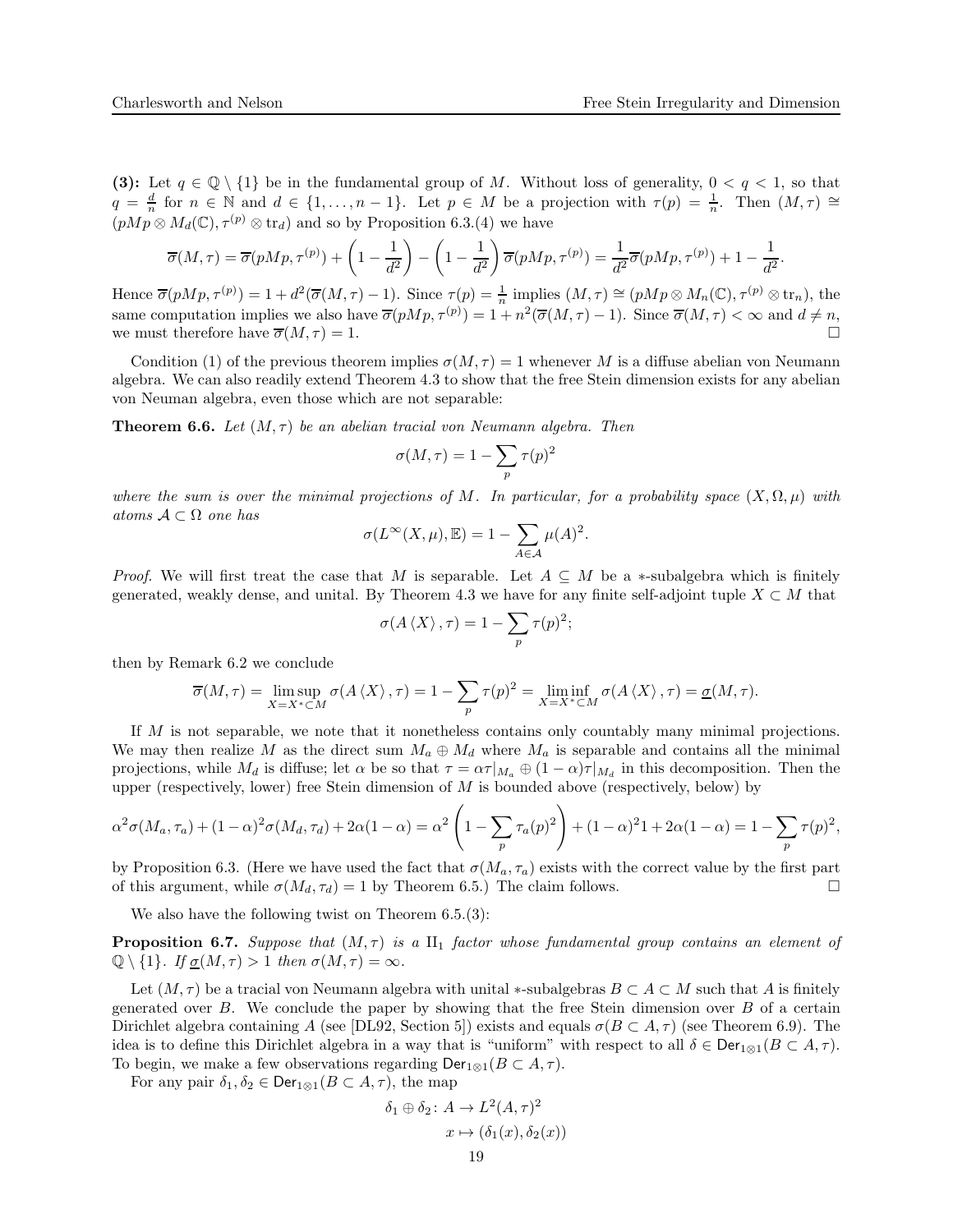**(3):** Let $q \in \mathbb{Q} \setminus \{1\}$ be in the fundamental group of $M$. Without loss of generality, $0 < q < 1$, so that $q = \frac{d}{n}$ for $n \in \mathbb{N}$ and $d \in \{1, \ldots, n-1\}$. Let $p \in M$ be a projection with $\tau(p) = \frac{1}{n}$. Then $(M, \tau) \cong (pMp \otimes M_d(\mathbb{C}), \tau^{(p)} \otimes \mathrm{tr}_d)$ and so by Proposition 6.3.(4) we have

$$\overline{\sigma}(M,\tau) = \overline{\sigma}(pMp, \tau^{(p)}) + \left(1 - \frac{1}{d^2}\right) - \left(1 - \frac{1}{d^2}\right)\overline{\sigma}(pMp, \tau^{(p)}) = \frac{1}{d^2}\overline{\sigma}(pMp, \tau^{(p)}) + 1 - \frac{1}{d^2}.$$

Hence $\overline{\sigma}(pMp, \tau^{(p)}) = 1 + d^2(\overline{\sigma}(M,\tau) - 1)$. Since $\tau(p) = \frac{1}{n}$ implies $(M, \tau) \cong (pMp \otimes M_n(\mathbb{C}), \tau^{(p)} \otimes \mathrm{tr}_n)$, the same computation implies we also have $\overline{\sigma}(pMp, \tau^{(p)}) = 1 + n^2(\overline{\sigma}(M,\tau) - 1)$. Since $\overline{\sigma}(M,\tau) < \infty$ and $d \neq n$, we must therefore have $\overline{\sigma}(M, \tau) = 1$. □

Condition (1) of the previous theorem implies $\sigma(M, \tau) = 1$ whenever $M$ is a diffuse abelian von Neumann algebra. We can also readily extend Theorem 4.3 to show that the free Stein dimension exists for any abelian von Neuman algebra, even those which are not separable:

**Theorem 6.6.** *Let $(M, \tau)$ be an abelian tracial von Neumann algebra. Then*

$$\sigma(M, \tau) = 1 - \sum_p \tau(p)^2$$

*where the sum is over the minimal projections of $M$. In particular, for a probability space $(X, \Omega, \mu)$ with atoms $\mathcal{A} \subset \Omega$ one has*

$$\sigma(L^\infty(X, \mu), \mathbb{E}) = 1 - \sum_{A \in \mathcal{A}} \mu(A)^2.$$

*Proof.* We will first treat the case that $M$ is separable. Let $A \subseteq M$ be a $*$-subalgebra which is finitely generated, weakly dense, and unital. By Theorem 4.3 we have for any finite self-adjoint tuple $X \subset M$ that

$$\sigma(A\langle X\rangle, \tau) = 1 - \sum_p \tau(p)^2;$$

then by Remark 6.2 we conclude

$$\overline{\sigma}(M, \tau) = \limsup_{X = X^* \subset M} \sigma(A\langle X\rangle, \tau) = 1 - \sum_p \tau(p)^2 = \liminf_{X = X^* \subset M} \sigma(A\langle X\rangle, \tau) = \underline{\sigma}(M, \tau).$$

If $M$ is not separable, we note that it nonetheless contains only countably many minimal projections. We may then realize $M$ as the direct sum $M_a \oplus M_d$ where $M_a$ is separable and contains all the minimal projections, while $M_d$ is diffuse; let $\alpha$ be so that $\tau = \alpha\tau|_{M_a} \oplus (1-\alpha)\tau|_{M_d}$ in this decomposition. Then the upper (respectively, lower) free Stein dimension of $M$ is bounded above (respectively, below) by

$$\alpha^2\sigma(M_a, \tau_a) + (1-\alpha)^2\sigma(M_d, \tau_d) + 2\alpha(1-\alpha) = \alpha^2\left(1 - \sum_p \tau_a(p)^2\right) + (1-\alpha)^2 1 + 2\alpha(1-\alpha) = 1 - \sum_p \tau(p)^2,$$

by Proposition 6.3. (Here we have used the fact that $\sigma(M_a, \tau_a)$ exists with the correct value by the first part of this argument, while $\sigma(M_d, \tau_d) = 1$ by Theorem 6.5.) The claim follows. □

We also have the following twist on Theorem 6.5.(3):

**Proposition 6.7.** *Suppose that $(M, \tau)$ is a $\mathrm{II}_1$ factor whose fundamental group contains an element of $\mathbb{Q} \setminus \{1\}$. If $\underline{\sigma}(M, \tau) > 1$ then $\sigma(M, \tau) = \infty$.*

Let $(M, \tau)$ be a tracial von Neumann algebra with unital $*$-subalgebras $B \subset A \subset M$ such that $A$ is finitely generated over $B$. We conclude the paper by showing that the free Stein dimension over $B$ of a certain Dirichlet algebra containing $A$ (see [DL92, Section 5]) exists and equals $\sigma(B \subset A, \tau)$ (see Theorem 6.9). The idea is to define this Dirichlet algebra in a way that is "uniform" with respect to all $\delta \in \mathsf{Der}_{1\otimes 1}(B \subset A, \tau)$. To begin, we make a few observations regarding $\mathsf{Der}_{1\otimes 1}(B \subset A, \tau)$.

For any pair $\delta_1, \delta_2 \in \mathsf{Der}_{1\otimes 1}(B \subset A, \tau)$, the map

$$\begin{aligned} \delta_1 \oplus \delta_2 \colon A &\to L^2(A, \tau)^2 \\ x &\mapsto (\delta_1(x), \delta_2(x)) \end{aligned}$$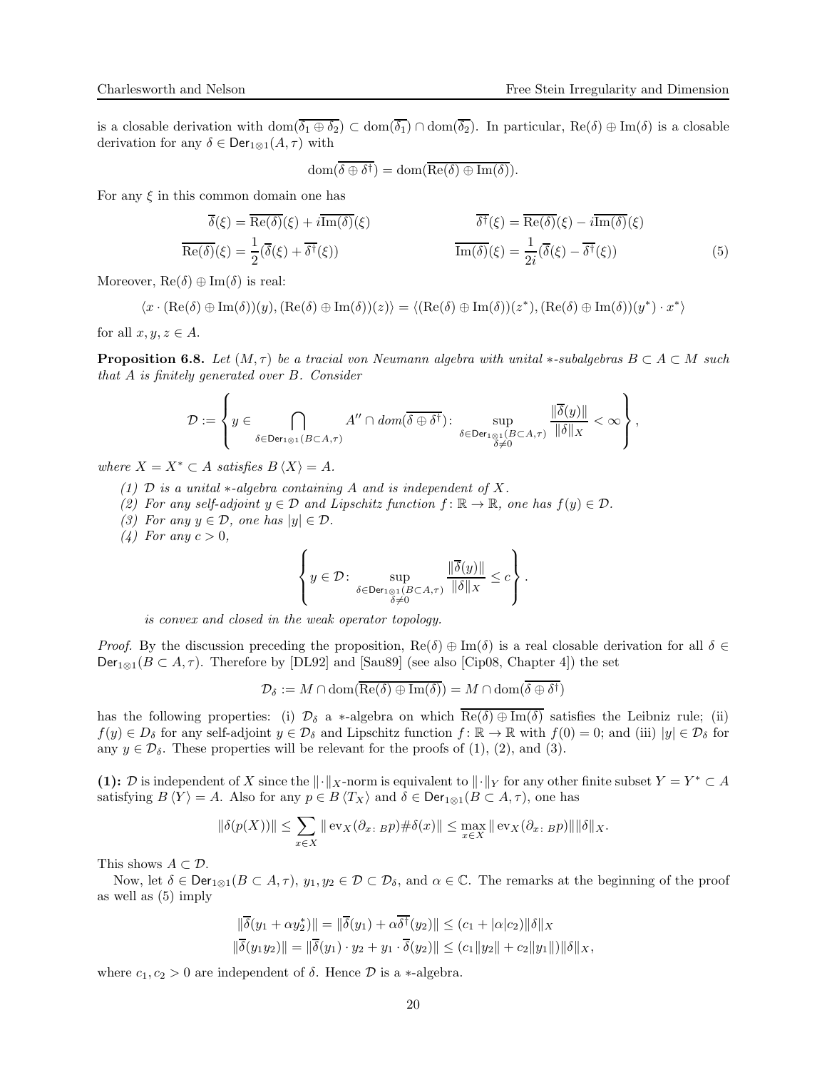is a closable derivation with $\text{dom}(\overline{\delta_1 \oplus \delta_2}) \subset \text{dom}(\overline{\delta_1}) \cap \text{dom}(\overline{\delta_2})$. In particular, $\text{Re}(\delta) \oplus \text{Im}(\delta)$ is a closable derivation for any $\delta \in \mathsf{Der}_{1\otimes 1}(A, \tau)$ with

$$\text{dom}(\overline{\delta \oplus \delta^\dagger}) = \text{dom}(\overline{\text{Re}(\delta) \oplus \text{Im}(\delta)}).$$

For any $\xi$ in this common domain one has

$$\begin{aligned}
\overline{\delta}(\xi) &= \overline{\text{Re}(\delta)}(\xi) + i\overline{\text{Im}(\delta)}(\xi) & \overline{\delta^\dagger}(\xi) &= \overline{\text{Re}(\delta)}(\xi) - i\overline{\text{Im}(\delta)}(\xi) \\
\overline{\text{Re}(\delta)}(\xi) &= \frac{1}{2}(\overline{\delta}(\xi) + \overline{\delta^\dagger}(\xi)) & \overline{\text{Im}(\delta)}(\xi) &= \frac{1}{2i}(\overline{\delta}(\xi) - \overline{\delta^\dagger}(\xi))
\end{aligned} \tag{5}$$

Moreover, $\text{Re}(\delta) \oplus \text{Im}(\delta)$ is real:

$$\langle x \cdot (\text{Re}(\delta) \oplus \text{Im}(\delta))(y), (\text{Re}(\delta) \oplus \text{Im}(\delta))(z) \rangle = \langle (\text{Re}(\delta) \oplus \text{Im}(\delta))(z^*), (\text{Re}(\delta) \oplus \text{Im}(\delta))(y^*) \cdot x^* \rangle$$

for all $x, y, z \in A$.

**Proposition 6.8.** *Let $(M, \tau)$ be a tracial von Neumann algebra with unital $*$-subalgebras $B \subset A \subset M$ such that $A$ is finitely generated over $B$. Consider*

$$\mathcal{D} := \left\{ y \in \bigcap_{\delta \in \mathsf{Der}_{1\otimes 1}(B \subset A, \tau)} A'' \cap dom(\overline{\delta \oplus \delta^\dagger}) \colon \sup_{\substack{\delta \in \mathsf{Der}_{1\otimes 1}(B \subset A, \tau) \\ \delta \neq 0}} \frac{\|\overline{\delta}(y)\|}{\|\delta\|_X} < \infty \right\},$$

*where $X = X^* \subset A$ satisfies $B\langle X \rangle = A$.*

*(1) $\mathcal{D}$ is a unital $*$-algebra containing $A$ and is independent of $X$.*
*(2) For any self-adjoint $y \in \mathcal{D}$ and Lipschitz function $f \colon \mathbb{R} \to \mathbb{R}$, one has $f(y) \in \mathcal{D}$.*
*(3) For any $y \in \mathcal{D}$, one has $|y| \in \mathcal{D}$.*
*(4) For any $c > 0$,*

$$\left\{ y \in \mathcal{D} \colon \sup_{\substack{\delta \in \mathsf{Der}_{1\otimes 1}(B \subset A, \tau) \\ \delta \neq 0}} \frac{\|\overline{\delta}(y)\|}{\|\delta\|_X} \leq c \right\}.$$

*is convex and closed in the weak operator topology.*

*Proof.* By the discussion preceding the proposition, $\text{Re}(\delta) \oplus \text{Im}(\delta)$ is a real closable derivation for all $\delta \in \mathsf{Der}_{1\otimes 1}(B \subset A, \tau)$. Therefore by [DL92] and [Sau89] (see also [Cip08, Chapter 4]) the set

$$\mathcal{D}_\delta := M \cap \text{dom}(\overline{\text{Re}(\delta) \oplus \text{Im}(\delta)}) = M \cap \text{dom}(\overline{\delta \oplus \delta^\dagger})$$

has the following properties: (i) $\mathcal{D}_\delta$ a $*$-algebra on which $\overline{\text{Re}(\delta) \oplus \text{Im}(\delta)}$ satisfies the Leibniz rule; (ii) $f(y) \in D_\delta$ for any self-adjoint $y \in \mathcal{D}_\delta$ and Lipschitz function $f \colon \mathbb{R} \to \mathbb{R}$ with $f(0) = 0$; and (iii) $|y| \in \mathcal{D}_\delta$ for any $y \in \mathcal{D}_\delta$. These properties will be relevant for the proofs of (1), (2), and (3).

**(1):** $\mathcal{D}$ is independent of $X$ since the $\|\cdot\|_X$-norm is equivalent to $\|\cdot\|_Y$ for any other finite subset $Y = Y^* \subset A$ satisfying $B\langle Y \rangle = A$. Also for any $p \in B\langle T_X \rangle$ and $\delta \in \mathsf{Der}_{1\otimes 1}(B \subset A, \tau)$, one has

$$\|\delta(p(X))\| \leq \sum_{x \in X} \|\text{ev}_X(\partial_{x \colon B} p) \# \delta(x)\| \leq \max_{x \in X} \|\text{ev}_X(\partial_{x \colon B} p)\| \|\delta\|_X.$$

This shows $A \subset \mathcal{D}$.

Now, let $\delta \in \mathsf{Der}_{1\otimes 1}(B \subset A, \tau)$, $y_1, y_2 \in \mathcal{D} \subset \mathcal{D}_\delta$, and $\alpha \in \mathbb{C}$. The remarks at the beginning of the proof as well as (5) imply

$$\begin{aligned}
\|\overline{\delta}(y_1 + \alpha y_2^*)\| &= \|\overline{\delta}(y_1) + \alpha \overline{\delta^\dagger}(y_2)\| \leq (c_1 + |\alpha| c_2) \|\delta\|_X \\
\|\overline{\delta}(y_1 y_2)\| &= \|\overline{\delta}(y_1) \cdot y_2 + y_1 \cdot \overline{\delta}(y_2)\| \leq (c_1 \|y_2\| + c_2 \|y_1\|) \|\delta\|_X,
\end{aligned}$$

where $c_1, c_2 > 0$ are independent of $\delta$. Hence $\mathcal{D}$ is a $*$-algebra.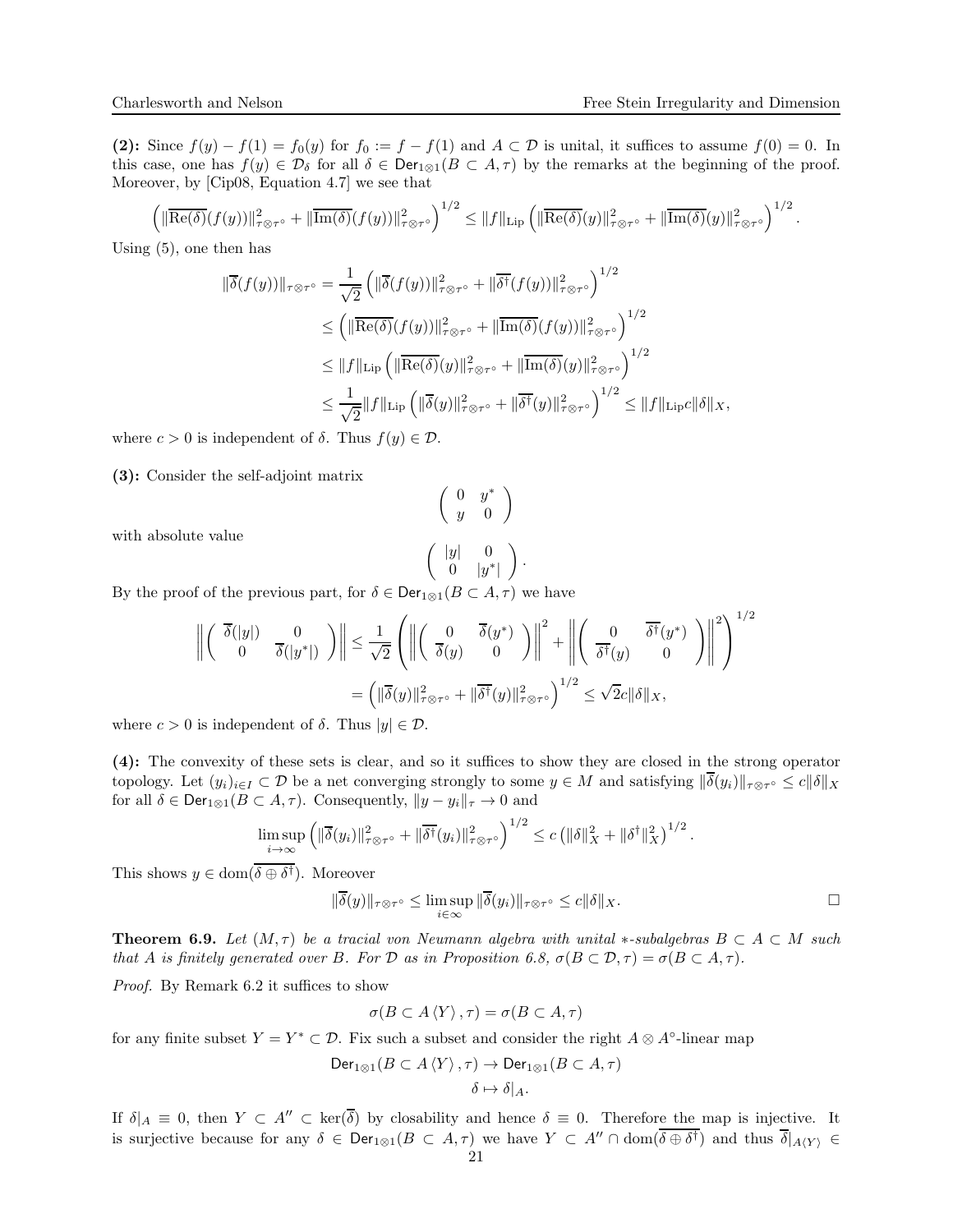**(2):** Since $f(y) - f(1) = f_0(y)$ for $f_0 := f - f(1)$ and $A \subset \mathcal{D}$ is unital, it suffices to assume $f(0) = 0$. In this case, one has $f(y) \in \mathcal{D}_\delta$ for all $\delta \in \mathsf{Der}_{1\otimes 1}(B \subset A, \tau)$ by the remarks at the beginning of the proof. Moreover, by [Cip08, Equation 4.7] we see that

$$\left(\|\overline{\mathrm{Re}(\delta)}(f(y))\|_{\tau\otimes\tau^\circ}^2 + \|\overline{\mathrm{Im}(\delta)}(f(y))\|_{\tau\otimes\tau^\circ}^2\right)^{1/2} \leq \|f\|_{\mathrm{Lip}} \left(\|\overline{\mathrm{Re}(\delta)}(y)\|_{\tau\otimes\tau^\circ}^2 + \|\overline{\mathrm{Im}(\delta)}(y)\|_{\tau\otimes\tau^\circ}^2\right)^{1/2}.$$

Using (5), one then has

$$\begin{aligned}
\|\overline{\delta}(f(y))\|_{\tau\otimes\tau^\circ} &= \frac{1}{\sqrt{2}} \left(\|\overline{\delta}(f(y))\|_{\tau\otimes\tau^\circ}^2 + \|\overline{\delta^\dagger}(f(y))\|_{\tau\otimes\tau^\circ}^2\right)^{1/2} \\
&\leq \left(\|\overline{\mathrm{Re}(\delta)}(f(y))\|_{\tau\otimes\tau^\circ}^2 + \|\overline{\mathrm{Im}(\delta)}(f(y))\|_{\tau\otimes\tau^\circ}^2\right)^{1/2} \\
&\leq \|f\|_{\mathrm{Lip}} \left(\|\overline{\mathrm{Re}(\delta)}(y)\|_{\tau\otimes\tau^\circ}^2 + \|\overline{\mathrm{Im}(\delta)}(y)\|_{\tau\otimes\tau^\circ}^2\right)^{1/2} \\
&\leq \frac{1}{\sqrt{2}}\|f\|_{\mathrm{Lip}} \left(\|\overline{\delta}(y)\|_{\tau\otimes\tau^\circ}^2 + \|\overline{\delta^\dagger}(y)\|_{\tau\otimes\tau^\circ}^2\right)^{1/2} \leq \|f\|_{\mathrm{Lip}} c\|\delta\|_X,
\end{aligned}$$

where $c > 0$ is independent of $\delta$. Thus $f(y) \in \mathcal{D}$.

**(3):** Consider the self-adjoint matrix

$$\begin{pmatrix} 0 & y^* \\ y & 0 \end{pmatrix}$$

with absolute value

$$\begin{pmatrix} |y| & 0 \\ 0 & |y^*| \end{pmatrix}.$$

By the proof of the previous part, for $\delta \in \mathsf{Der}_{1\otimes 1}(B \subset A, \tau)$ we have

$$\begin{aligned}
\left\| \begin{pmatrix} \overline{\delta}(|y|) & 0 \\ 0 & \overline{\delta}(|y^*|) \end{pmatrix} \right\| &\leq \frac{1}{\sqrt{2}} \left( \left\| \begin{pmatrix} 0 & \overline{\delta}(y^*) \\ \overline{\delta}(y) & 0 \end{pmatrix} \right\|^2 + \left\| \begin{pmatrix} 0 & \overline{\delta^\dagger}(y^*) \\ \overline{\delta^\dagger}(y) & 0 \end{pmatrix} \right\|^2 \right)^{1/2} \\
&= \left(\|\overline{\delta}(y)\|_{\tau\otimes\tau^\circ}^2 + \|\overline{\delta^\dagger}(y)\|_{\tau\otimes\tau^\circ}^2\right)^{1/2} \leq \sqrt{2}c\|\delta\|_X,
\end{aligned}$$

where $c > 0$ is independent of $\delta$. Thus $|y| \in \mathcal{D}$.

**(4):** The convexity of these sets is clear, and so it suffices to show they are closed in the strong operator topology. Let $(y_i)_{i\in I} \subset \mathcal{D}$ be a net converging strongly to some $y \in M$ and satisfying $\|\overline{\delta}(y_i)\|_{\tau\otimes\tau^\circ} \leq c\|\delta\|_X$ for all $\delta \in \mathsf{Der}_{1\otimes 1}(B \subset A, \tau)$. Consequently, $\|y - y_i\|_\tau \to 0$ and

$$\limsup_{i\to\infty} \left(\|\overline{\delta}(y_i)\|_{\tau\otimes\tau^\circ}^2 + \|\overline{\delta^\dagger}(y_i)\|_{\tau\otimes\tau^\circ}^2\right)^{1/2} \leq c\left(\|\delta\|_X^2 + \|\delta^\dagger\|_X^2\right)^{1/2}.$$

This shows $y \in \mathrm{dom}(\overline{\delta \oplus \delta^\dagger})$. Moreover

$$\|\overline{\delta}(y)\|_{\tau\otimes\tau^\circ} \leq \limsup_{i\in\infty} \|\overline{\delta}(y_i)\|_{\tau\otimes\tau^\circ} \leq c\|\delta\|_X. \qquad \square$$

**Theorem 6.9.** *Let $(M, \tau)$ be a tracial von Neumann algebra with unital $*$-subalgebras $B \subset A \subset M$ such that $A$ is finitely generated over $B$. For $\mathcal{D}$ as in Proposition 6.8, $\sigma(B \subset \mathcal{D}, \tau) = \sigma(B \subset A, \tau)$.*

*Proof.* By Remark 6.2 it suffices to show

$$\sigma(B \subset A\langle Y\rangle, \tau) = \sigma(B \subset A, \tau)$$

for any finite subset $Y = Y^* \subset \mathcal{D}$. Fix such a subset and consider the right $A \otimes A^\circ$-linear map

$$\begin{aligned}
\mathsf{Der}_{1\otimes 1}(B \subset A\langle Y\rangle, \tau) &\to \mathsf{Der}_{1\otimes 1}(B \subset A, \tau) \\
\delta &\mapsto \delta|_A.
\end{aligned}$$

If $\delta|_A \equiv 0$, then $Y \subset A'' \subset \ker(\overline{\delta})$ by closability and hence $\delta \equiv 0$. Therefore the map is injective. It is surjective because for any $\delta \in \mathsf{Der}_{1\otimes 1}(B \subset A, \tau)$ we have $Y \subset A'' \cap \mathrm{dom}(\overline{\delta \oplus \delta^\dagger})$ and thus $\overline{\delta}|_{A\langle Y\rangle} \in$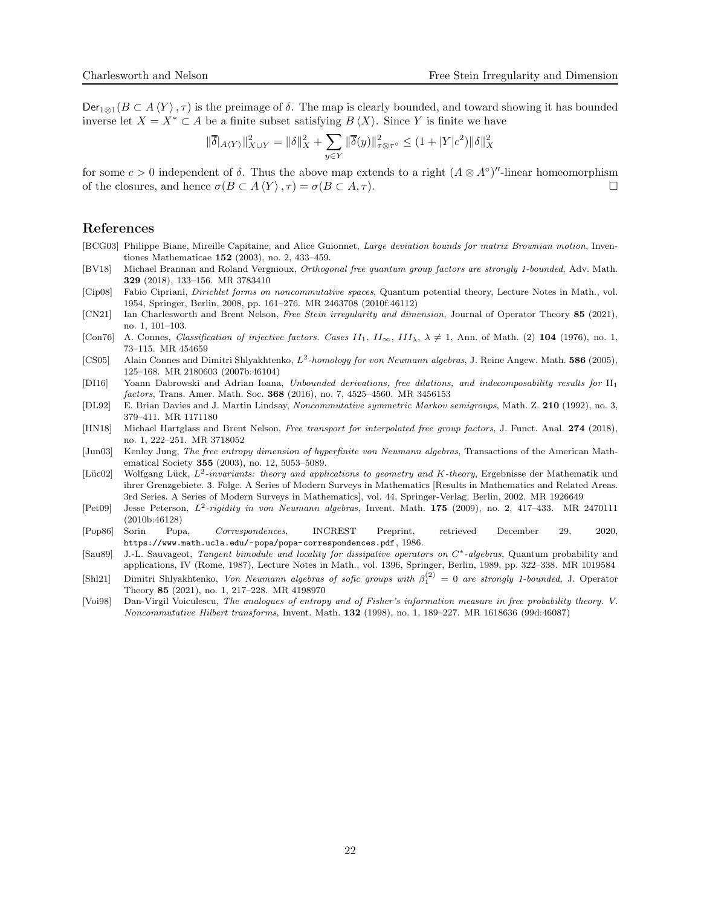$\mathsf{Der}_{1\otimes 1}(B \subset A\langle Y\rangle, \tau)$ is the preimage of $\delta$. The map is clearly bounded, and toward showing it has bounded inverse let $X = X^* \subset A$ be a finite subset satisfying $B\langle X\rangle$. Since $Y$ is finite we have

$$\|\overline{\delta}|_{A\langle Y\rangle}\|_{X\cup Y}^2 = \|\delta\|_X^2 + \sum_{y\in Y} \|\overline{\delta}(y)\|_{\tau\otimes\tau^\circ}^2 \leq (1+|Y|c^2)\|\delta\|_X^2$$

for some $c > 0$ independent of $\delta$. Thus the above map extends to a right $(A\otimes A^\circ)''$-linear homeomorphism of the closures, and hence $\sigma(B \subset A\langle Y\rangle, \tau) = \sigma(B \subset A, \tau)$. □

## References

[BCG03] Philippe Biane, Mireille Capitaine, and Alice Guionnet, *Large deviation bounds for matrix Brownian motion*, Inventiones Mathematicae **152** (2003), no. 2, 433–459.

[BV18] Michael Brannan and Roland Vergnioux, *Orthogonal free quantum group factors are strongly 1-bounded*, Adv. Math. **329** (2018), 133–156. MR 3783410

[Cip08] Fabio Cipriani, *Dirichlet forms on noncommutative spaces*, Quantum potential theory, Lecture Notes in Math., vol. 1954, Springer, Berlin, 2008, pp. 161–276. MR 2463708 (2010f:46112)

[CN21] Ian Charlesworth and Brent Nelson, *Free Stein irregularity and dimension*, Journal of Operator Theory **85** (2021), no. 1, 101–103.

[Con76] A. Connes, *Classification of injective factors. Cases $II_1$, $II_\infty$, $III_\lambda$, $\lambda \neq 1$*, Ann. of Math. (2) **104** (1976), no. 1, 73–115. MR 454659

[CS05] Alain Connes and Dimitri Shlyakhtenko, *$L^2$-homology for von Neumann algebras*, J. Reine Angew. Math. **586** (2005), 125–168. MR 2180603 (2007b:46104)

[DI16] Yoann Dabrowski and Adrian Ioana, *Unbounded derivations, free dilations, and indecomposability results for $\mathrm{II}_1$ factors*, Trans. Amer. Math. Soc. **368** (2016), no. 7, 4525–4560. MR 3456153

[DL92] E. Brian Davies and J. Martin Lindsay, *Noncommutative symmetric Markov semigroups*, Math. Z. **210** (1992), no. 3, 379–411. MR 1171180

[HN18] Michael Hartglass and Brent Nelson, *Free transport for interpolated free group factors*, J. Funct. Anal. **274** (2018), no. 1, 222–251. MR 3718052

[Jun03] Kenley Jung, *The free entropy dimension of hyperfinite von Neumann algebras*, Transactions of the American Mathematical Society **355** (2003), no. 12, 5053–5089.

[Lüc02] Wolfgang Lück, *$L^2$-invariants: theory and applications to geometry and K-theory*, Ergebnisse der Mathematik und ihrer Grenzgebiete. 3. Folge. A Series of Modern Surveys in Mathematics [Results in Mathematics and Related Areas. 3rd Series. A Series of Modern Surveys in Mathematics], vol. 44, Springer-Verlag, Berlin, 2002. MR 1926649

[Pet09] Jesse Peterson, *$L^2$-rigidity in von Neumann algebras*, Invent. Math. **175** (2009), no. 2, 417–433. MR 2470111 (2010b:46128)

[Pop86] Sorin Popa, *Correspondences*, INCREST Preprint, retrieved December 29, 2020, https://www.math.ucla.edu/~popa/popa-correspondences.pdf, 1986.

[Sau89] J.-L. Sauvageot, *Tangent bimodule and locality for dissipative operators on $C^*$-algebras*, Quantum probability and applications, IV (Rome, 1987), Lecture Notes in Math., vol. 1396, Springer, Berlin, 1989, pp. 322–338. MR 1019584

[Shl21] Dimitri Shlyakhtenko, *Von Neumann algebras of sofic groups with $\beta_1^{(2)} = 0$ are strongly 1-bounded*, J. Operator Theory **85** (2021), no. 1, 217–228. MR 4198970

[Voi98] Dan-Virgil Voiculescu, *The analogues of entropy and of Fisher's information measure in free probability theory. V. Noncommutative Hilbert transforms*, Invent. Math. **132** (1998), no. 1, 189–227. MR 1618636 (99d:46087)